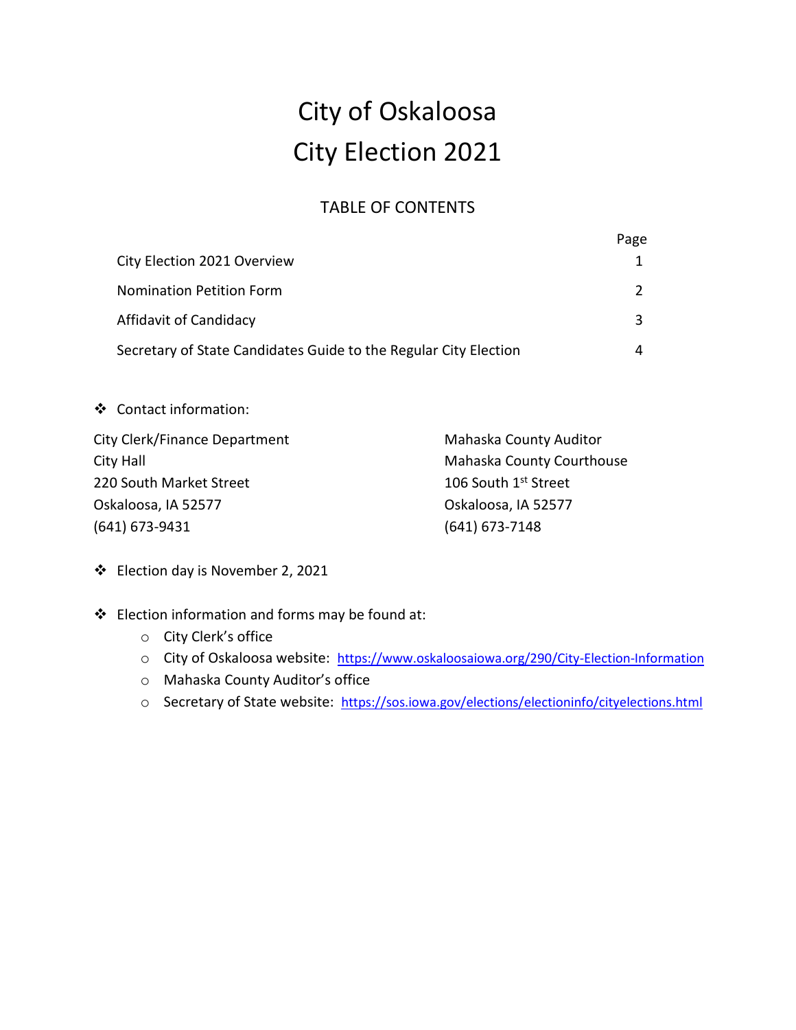# City of Oskaloosa
# City Election 2021

## TABLE OF CONTENTS

| | Page |
|---|---|
| City Election 2021 Overview | 1 |
| Nomination Petition Form | 2 |
| Affidavit of Candidacy | 3 |
| Secretary of State Candidates Guide to the Regular City Election | 4 |

- Contact information:

City Clerk/Finance Department
City Hall
220 South Market Street
Oskaloosa, IA 52577
(641) 673-9431

Mahaska County Auditor
Mahaska County Courthouse
106 South 1st Street
Oskaloosa, IA 52577
(641) 673-7148

- Election day is November 2, 2021

- Election information and forms may be found at:
  - City Clerk's office
  - City of Oskaloosa website: https://www.oskaloosaiowa.org/290/City-Election-Information
  - Mahaska County Auditor's office
  - Secretary of State website: https://sos.iowa.gov/elections/electioninfo/cityelections.html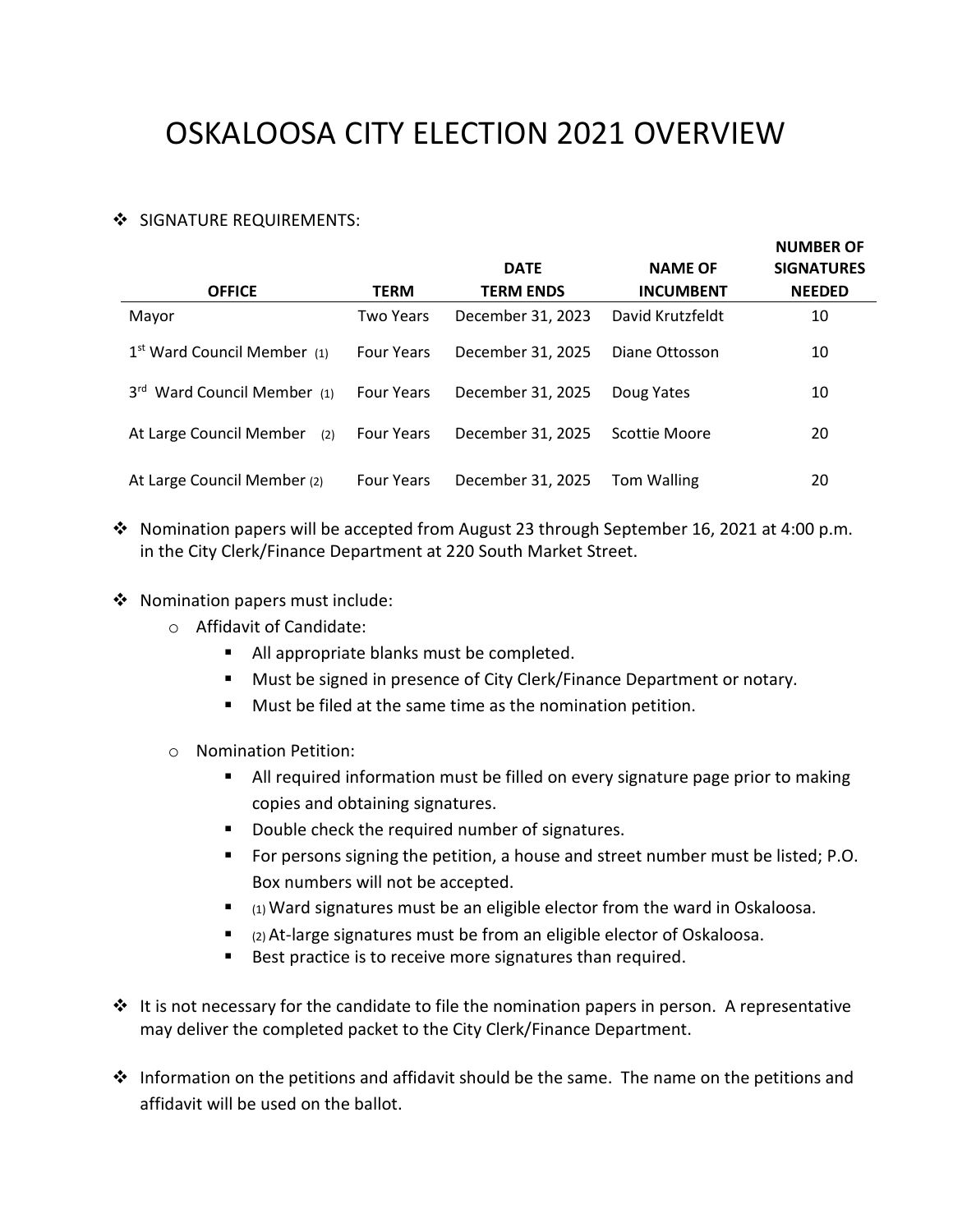# OSKALOOSA CITY ELECTION 2021 OVERVIEW

- SIGNATURE REQUIREMENTS:

| OFFICE | TERM | DATE TERM ENDS | NAME OF INCUMBENT | NUMBER OF SIGNATURES NEEDED |
|---|---|---|---|---|
| Mayor | Two Years | December 31, 2023 | David Krutzfeldt | 10 |
| 1st Ward Council Member (1) | Four Years | December 31, 2025 | Diane Ottosson | 10 |
| 3rd Ward Council Member (1) | Four Years | December 31, 2025 | Doug Yates | 10 |
| At Large Council Member (2) | Four Years | December 31, 2025 | Scottie Moore | 20 |
| At Large Council Member (2) | Four Years | December 31, 2025 | Tom Walling | 20 |

- Nomination papers will be accepted from August 23 through September 16, 2021 at 4:00 p.m. in the City Clerk/Finance Department at 220 South Market Street.

- Nomination papers must include:
  - Affidavit of Candidate:
    - All appropriate blanks must be completed.
    - Must be signed in presence of City Clerk/Finance Department or notary.
    - Must be filed at the same time as the nomination petition.
  - Nomination Petition:
    - All required information must be filled on every signature page prior to making copies and obtaining signatures.
    - Double check the required number of signatures.
    - For persons signing the petition, a house and street number must be listed; P.O. Box numbers will not be accepted.
    - (1) Ward signatures must be an eligible elector from the ward in Oskaloosa.
    - (2) At-large signatures must be from an eligible elector of Oskaloosa.
    - Best practice is to receive more signatures than required.

- It is not necessary for the candidate to file the nomination papers in person. A representative may deliver the completed packet to the City Clerk/Finance Department.

- Information on the petitions and affidavit should be the same. The name on the petitions and affidavit will be used on the ballot.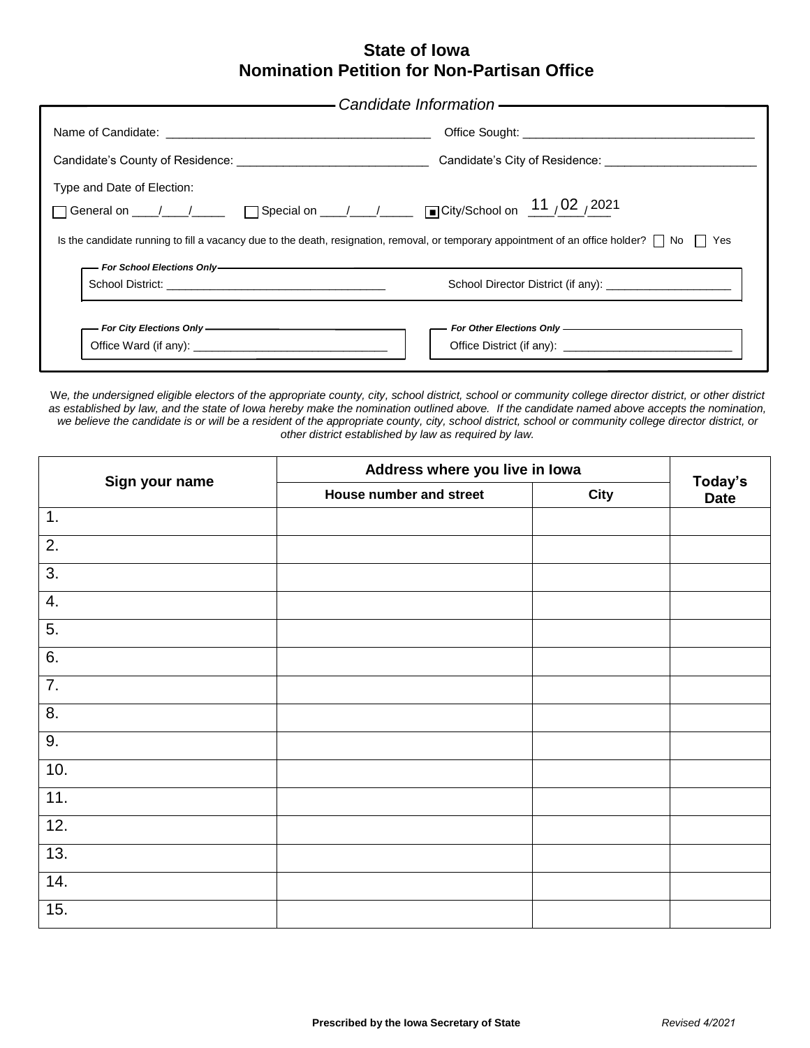# State of Iowa
## Nomination Petition for Non-Partisan Office

*Candidate Information*

Name of Candidate: ________________________________________ Office Sought: ___________________________________

Candidate's County of Residence: _____________________________ Candidate's City of Residence: _______________________

Type and Date of Election:

☐ General on ____/____/_____ ☐ Special on ____/____/_____ ■ City/School on 11 / 02 / 2021

Is the candidate running to fill a vacancy due to the death, resignation, removal, or temporary appointment of an office holder? ☐ No ☐ Yes

***For School Elections Only***

School District: __________________________________ School Director District (if any): ____________________

***For City Elections Only***

Office Ward (if any): ______________________________

***For Other Elections Only***

Office District (if any): __________________________

W*e, the undersigned eligible electors of the appropriate county, city, school district, school or community college director district, or other district as established by law, and the state of Iowa hereby make the nomination outlined above. If the candidate named above accepts the nomination, we believe the candidate is or will be a resident of the appropriate county, city, school district, school or community college director district, or other district established by law as required by law.*

| Sign your name | Address where you live in Iowa | | Today's Date |
|---|---|---|---|
| | House number and street | City | |
| 1. | | | |
| 2. | | | |
| 3. | | | |
| 4. | | | |
| 5. | | | |
| 6. | | | |
| 7. | | | |
| 8. | | | |
| 9. | | | |
| 10. | | | |
| 11. | | | |
| 12. | | | |
| 13. | | | |
| 14. | | | |
| 15. | | | |

**Prescribed by the Iowa Secretary of State** *Revised 4/2021*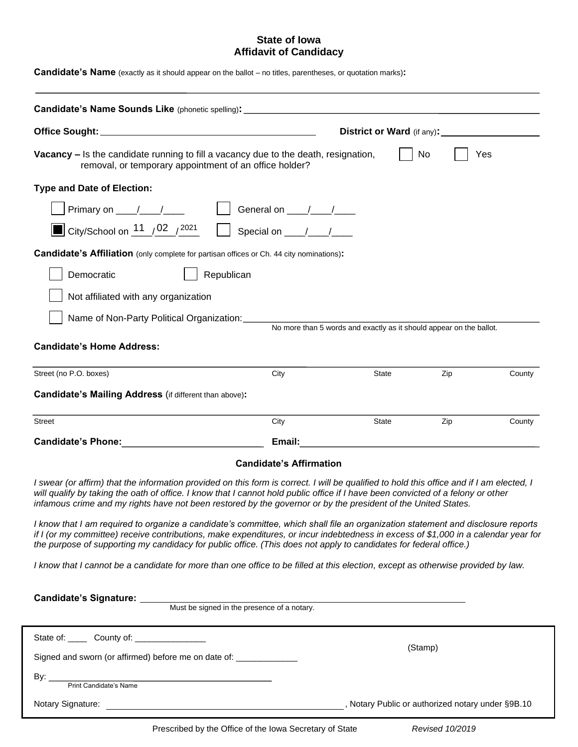# State of Iowa
## Affidavit of Candidacy

**Candidate's Name** (exactly as it should appear on the ballot – no titles, parentheses, or quotation marks)**:**

\_\_\_\_\_\_\_\_\_\_\_\_\_\_\_\_\_\_\_\_\_\_\_\_\_\_\_\_\_\_\_\_\_\_\_\_\_\_\_\_\_\_\_\_\_\_\_\_\_\_\_\_

**Candidate's Name Sounds Like** (phonetic spelling)**:** \_\_\_\_\_\_\_\_\_\_\_\_\_\_\_\_\_\_\_\_\_\_\_\_\_\_\_\_\_\_\_\_\_\_\_\_

**Office Sought:** \_\_\_\_\_\_\_\_\_\_\_\_\_\_\_\_\_\_\_\_\_\_\_\_\_\_\_\_ **District or Ward** (if any)**:** \_\_\_\_\_\_\_\_\_\_\_\_\_\_\_\_

**Vacancy –** Is the candidate running to fill a vacancy due to the death, resignation, removal, or temporary appointment of an office holder? ☐ No ☐ Yes

**Type and Date of Election:**

☐ Primary on \_\_\_\_/\_\_\_\_/\_\_\_\_ ☐ General on \_\_\_\_/\_\_\_\_/\_\_\_\_

☒ City/School on 11 / 02 / 2021 ☐ Special on \_\_\_\_/\_\_\_\_/\_\_\_\_

**Candidate's Affiliation** (only complete for partisan offices or Ch. 44 city nominations)**:**

☐ Democratic ☐ Republican

☐ Not affiliated with any organization

☐ Name of Non-Party Political Organization: \_\_\_\_\_\_\_\_\_\_\_\_\_\_\_\_\_\_\_\_\_\_\_\_\_\_\_\_\_\_\_\_\_\_\_\_
No more than 5 words and exactly as it should appear on the ballot.

**Candidate's Home Address:**

\_\_\_\_\_\_\_\_\_\_\_\_\_\_\_\_\_\_\_\_\_\_\_\_\_\_\_\_\_\_\_\_\_\_\_\_\_\_\_\_\_\_\_\_\_\_\_\_\_\_\_\_
Street (no P.O. boxes) City State Zip County

**Candidate's Mailing Address** (if different than above)**:**

\_\_\_\_\_\_\_\_\_\_\_\_\_\_\_\_\_\_\_\_\_\_\_\_\_\_\_\_\_\_\_\_\_\_\_\_\_\_\_\_\_\_\_\_\_\_\_\_\_\_\_\_
Street City State Zip County

**Candidate's Phone:** \_\_\_\_\_\_\_\_\_\_\_\_\_\_\_\_\_\_\_\_ **Email:** \_\_\_\_\_\_\_\_\_\_\_\_\_\_\_\_\_\_\_\_\_\_\_\_\_\_\_\_

### Candidate's Affirmation

*I swear (or affirm) that the information provided on this form is correct. I will be qualified to hold this office and if I am elected, I will qualify by taking the oath of office. I know that I cannot hold public office if I have been convicted of a felony or other infamous crime and my rights have not been restored by the governor or by the president of the United States.*

*I know that I am required to organize a candidate's committee, which shall file an organization statement and disclosure reports if I (or my committee) receive contributions, make expenditures, or incur indebtedness in excess of $1,000 in a calendar year for the purpose of supporting my candidacy for public office. (This does not apply to candidates for federal office.)*

*I know that I cannot be a candidate for more than one office to be filled at this election, except as otherwise provided by law.*

**Candidate's Signature:** \_\_\_\_\_\_\_\_\_\_\_\_\_\_\_\_\_\_\_\_\_\_\_\_\_\_\_\_\_\_\_\_\_\_\_\_\_\_\_\_
Must be signed in the presence of a notary.

State of: \_\_\_\_ County of: \_\_\_\_\_\_\_\_\_\_\_\_\_\_\_ (Stamp)

Signed and sworn (or affirmed) before me on date of: \_\_\_\_\_\_\_\_\_\_\_\_\_

By: \_\_\_\_\_\_\_\_\_\_\_\_\_\_\_\_\_\_\_\_\_\_\_\_\_\_\_\_\_\_\_\_\_\_\_\_
Print Candidate's Name

Notary Signature: \_\_\_\_\_\_\_\_\_\_\_\_\_\_\_\_\_\_\_\_\_\_\_\_\_\_\_\_\_\_\_\_\_\_\_\_, Notary Public or authorized notary under §9B.10

Prescribed by the Office of the Iowa Secretary of State *Revised 10/2019*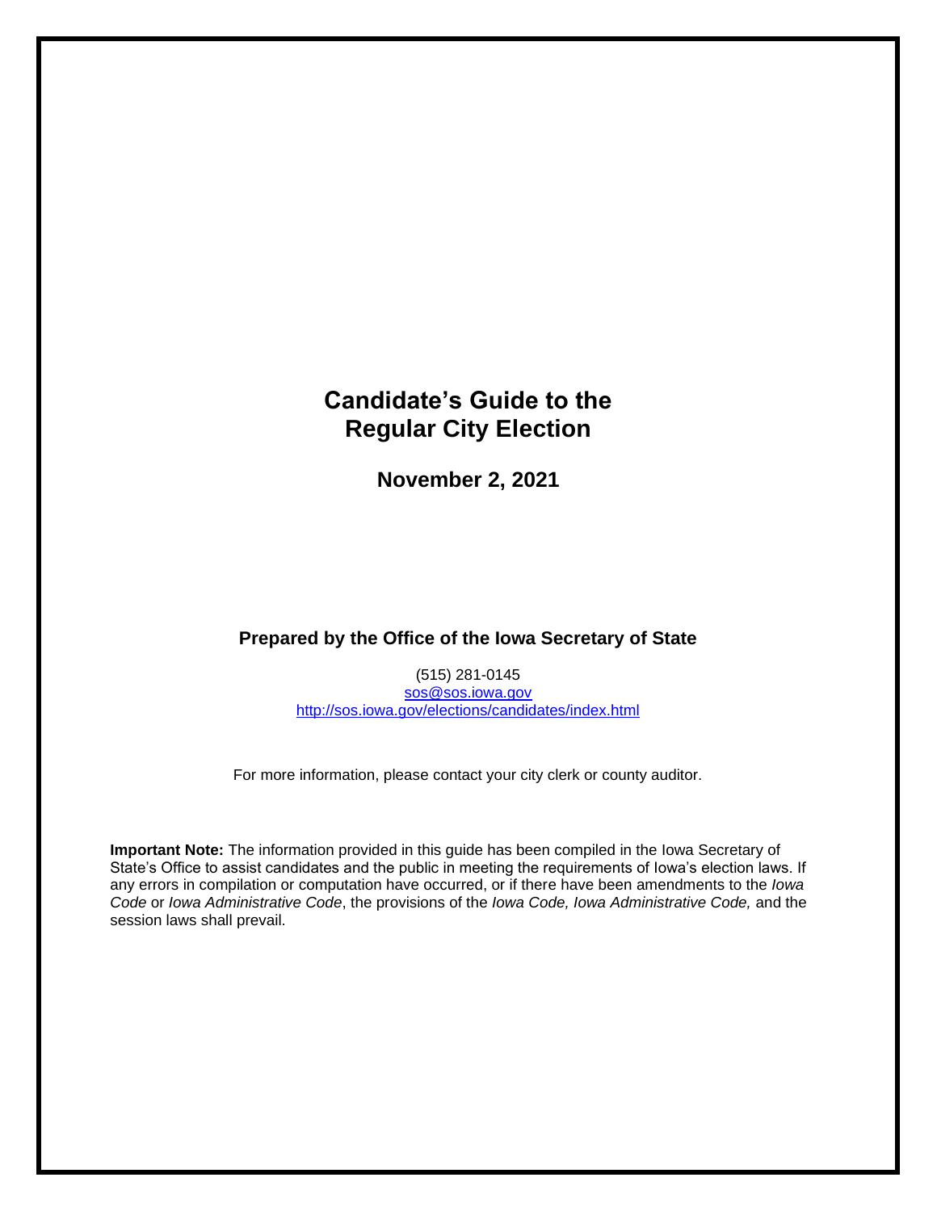# Candidate's Guide to the Regular City Election

## November 2, 2021

**Prepared by the Office of the Iowa Secretary of State**

(515) 281-0145
sos@sos.iowa.gov
http://sos.iowa.gov/elections/candidates/index.html

For more information, please contact your city clerk or county auditor.

**Important Note:** The information provided in this guide has been compiled in the Iowa Secretary of State's Office to assist candidates and the public in meeting the requirements of Iowa's election laws. If any errors in compilation or computation have occurred, or if there have been amendments to the *Iowa Code* or *Iowa Administrative Code*, the provisions of the *Iowa Code, Iowa Administrative Code,* and the session laws shall prevail.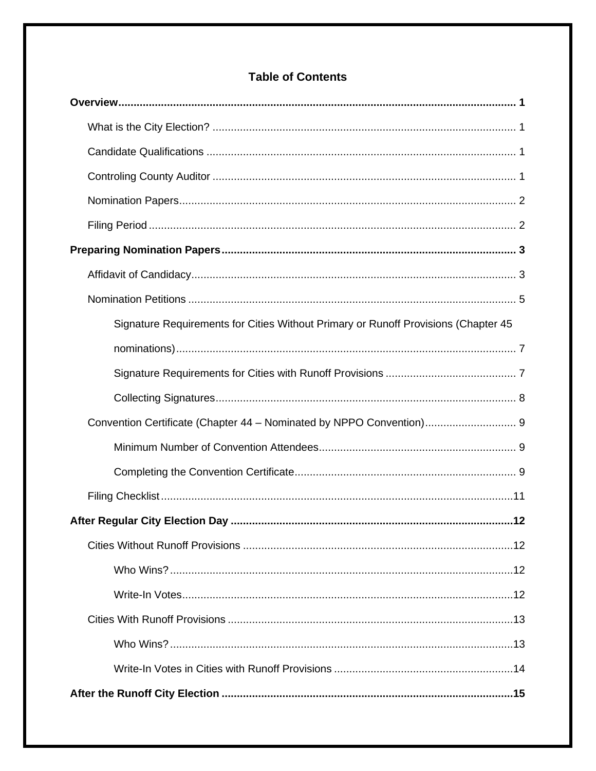# Table of Contents

**Overview** ..... **1**

- What is the City Election? ..... 1
- Candidate Qualifications ..... 1
- Controling County Auditor ..... 1
- Nomination Papers ..... 2
- Filing Period ..... 2

**Preparing Nomination Papers** ..... **3**

- Affidavit of Candidacy ..... 3
- Nomination Petitions ..... 5
  - Signature Requirements for Cities Without Primary or Runoff Provisions (Chapter 45 nominations) ..... 7
  - Signature Requirements for Cities with Runoff Provisions ..... 7
  - Collecting Signatures ..... 8
- Convention Certificate (Chapter 44 – Nominated by NPPO Convention) ..... 9
  - Minimum Number of Convention Attendees ..... 9
  - Completing the Convention Certificate ..... 9
- Filing Checklist ..... 11

**After Regular City Election Day** ..... **12**

- Cities Without Runoff Provisions ..... 12
  - Who Wins? ..... 12
  - Write-In Votes ..... 12
- Cities With Runoff Provisions ..... 13
  - Who Wins? ..... 13
  - Write-In Votes in Cities with Runoff Provisions ..... 14

**After the Runoff City Election** ..... **15**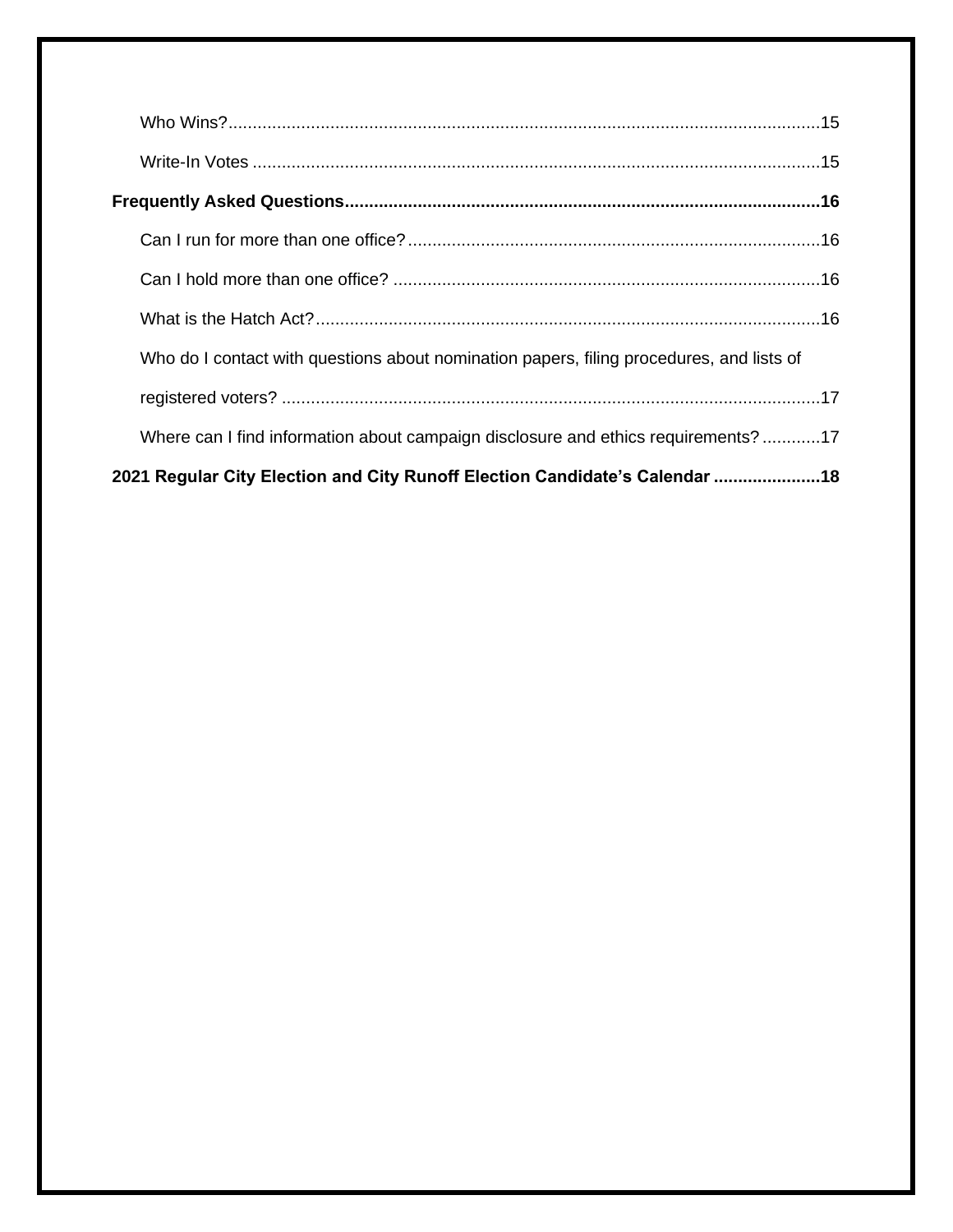Who Wins?....................................................................................................................15

Write-In Votes ..............................................................................................................15

**Frequently Asked Questions.................................................................................................16**

Can I run for more than one office?....................................................................................16

Can I hold more than one office? .......................................................................................16

What is the Hatch Act?........................................................................................................16

Who do I contact with questions about nomination papers, filing procedures, and lists of registered voters? ..............................................................................................................17

Where can I find information about campaign disclosure and ethics requirements?............17

**2021 Regular City Election and City Runoff Election Candidate's Calendar ......................18**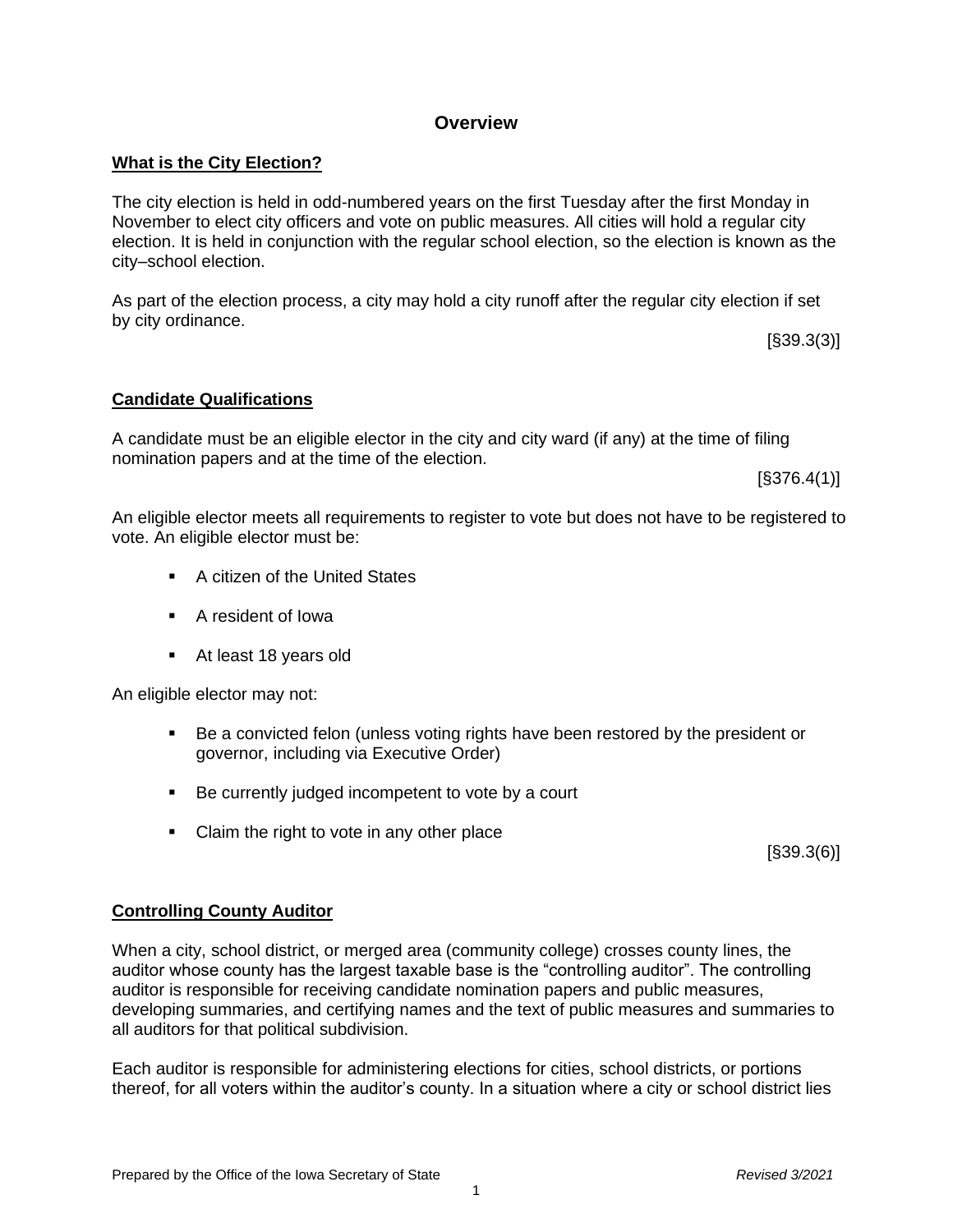# Overview

## What is the City Election?

The city election is held in odd-numbered years on the first Tuesday after the first Monday in November to elect city officers and vote on public measures. All cities will hold a regular city election. It is held in conjunction with the regular school election, so the election is known as the city–school election.

As part of the election process, a city may hold a city runoff after the regular city election if set by city ordinance.

[§39.3(3)]

## Candidate Qualifications

A candidate must be an eligible elector in the city and city ward (if any) at the time of filing nomination papers and at the time of the election.

[§376.4(1)]

An eligible elector meets all requirements to register to vote but does not have to be registered to vote. An eligible elector must be:

- A citizen of the United States
- A resident of Iowa
- At least 18 years old

An eligible elector may not:

- Be a convicted felon (unless voting rights have been restored by the president or governor, including via Executive Order)
- Be currently judged incompetent to vote by a court
- Claim the right to vote in any other place

[§39.3(6)]

## Controlling County Auditor

When a city, school district, or merged area (community college) crosses county lines, the auditor whose county has the largest taxable base is the "controlling auditor". The controlling auditor is responsible for receiving candidate nomination papers and public measures, developing summaries, and certifying names and the text of public measures and summaries to all auditors for that political subdivision.

Each auditor is responsible for administering elections for cities, school districts, or portions thereof, for all voters within the auditor's county. In a situation where a city or school district lies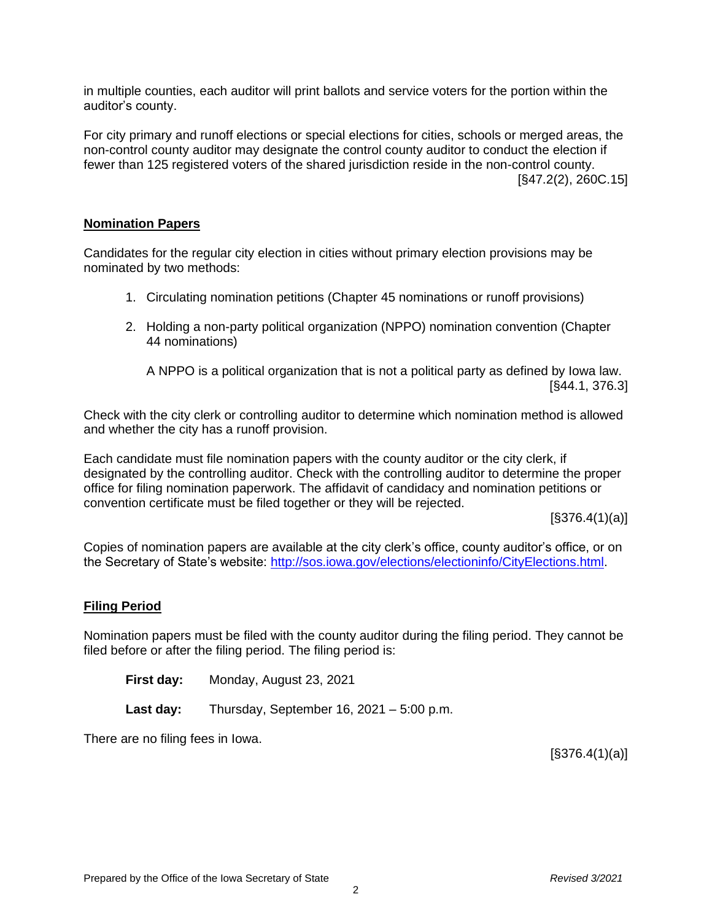in multiple counties, each auditor will print ballots and service voters for the portion within the auditor's county.

For city primary and runoff elections or special elections for cities, schools or merged areas, the non-control county auditor may designate the control county auditor to conduct the election if fewer than 125 registered voters of the shared jurisdiction reside in the non-control county.

[§47.2(2), 260C.15]

## Nomination Papers

Candidates for the regular city election in cities without primary election provisions may be nominated by two methods:

1. Circulating nomination petitions (Chapter 45 nominations or runoff provisions)
2. Holding a non-party political organization (NPPO) nomination convention (Chapter 44 nominations)

   A NPPO is a political organization that is not a political party as defined by Iowa law.

   [§44.1, 376.3]

Check with the city clerk or controlling auditor to determine which nomination method is allowed and whether the city has a runoff provision.

Each candidate must file nomination papers with the county auditor or the city clerk, if designated by the controlling auditor. Check with the controlling auditor to determine the proper office for filing nomination paperwork. The affidavit of candidacy and nomination petitions or convention certificate must be filed together or they will be rejected.

[§376.4(1)(a)]

Copies of nomination papers are available at the city clerk's office, county auditor's office, or on the Secretary of State's website: http://sos.iowa.gov/elections/electioninfo/CityElections.html.

## Filing Period

Nomination papers must be filed with the county auditor during the filing period. They cannot be filed before or after the filing period. The filing period is:

**First day:** Monday, August 23, 2021

**Last day:** Thursday, September 16, 2021 – 5:00 p.m.

There are no filing fees in Iowa.

[§376.4(1)(a)]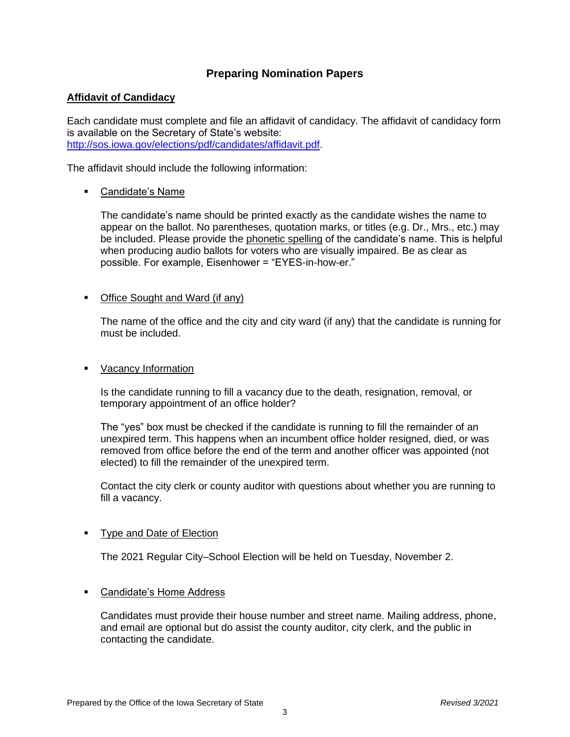## Preparing Nomination Papers

### Affidavit of Candidacy

Each candidate must complete and file an affidavit of candidacy. The affidavit of candidacy form is available on the Secretary of State's website: http://sos.iowa.gov/elections/pdf/candidates/affidavit.pdf.

The affidavit should include the following information:

- Candidate's Name

  The candidate's name should be printed exactly as the candidate wishes the name to appear on the ballot. No parentheses, quotation marks, or titles (e.g. Dr., Mrs., etc.) may be included. Please provide the phonetic spelling of the candidate's name. This is helpful when producing audio ballots for voters who are visually impaired. Be as clear as possible. For example, Eisenhower = "EYES-in-how-er."

- Office Sought and Ward (if any)

  The name of the office and the city and city ward (if any) that the candidate is running for must be included.

- Vacancy Information

  Is the candidate running to fill a vacancy due to the death, resignation, removal, or temporary appointment of an office holder?

  The "yes" box must be checked if the candidate is running to fill the remainder of an unexpired term. This happens when an incumbent office holder resigned, died, or was removed from office before the end of the term and another officer was appointed (not elected) to fill the remainder of the unexpired term.

  Contact the city clerk or county auditor with questions about whether you are running to fill a vacancy.

- Type and Date of Election

  The 2021 Regular City–School Election will be held on Tuesday, November 2.

- Candidate's Home Address

  Candidates must provide their house number and street name. Mailing address, phone, and email are optional but do assist the county auditor, city clerk, and the public in contacting the candidate.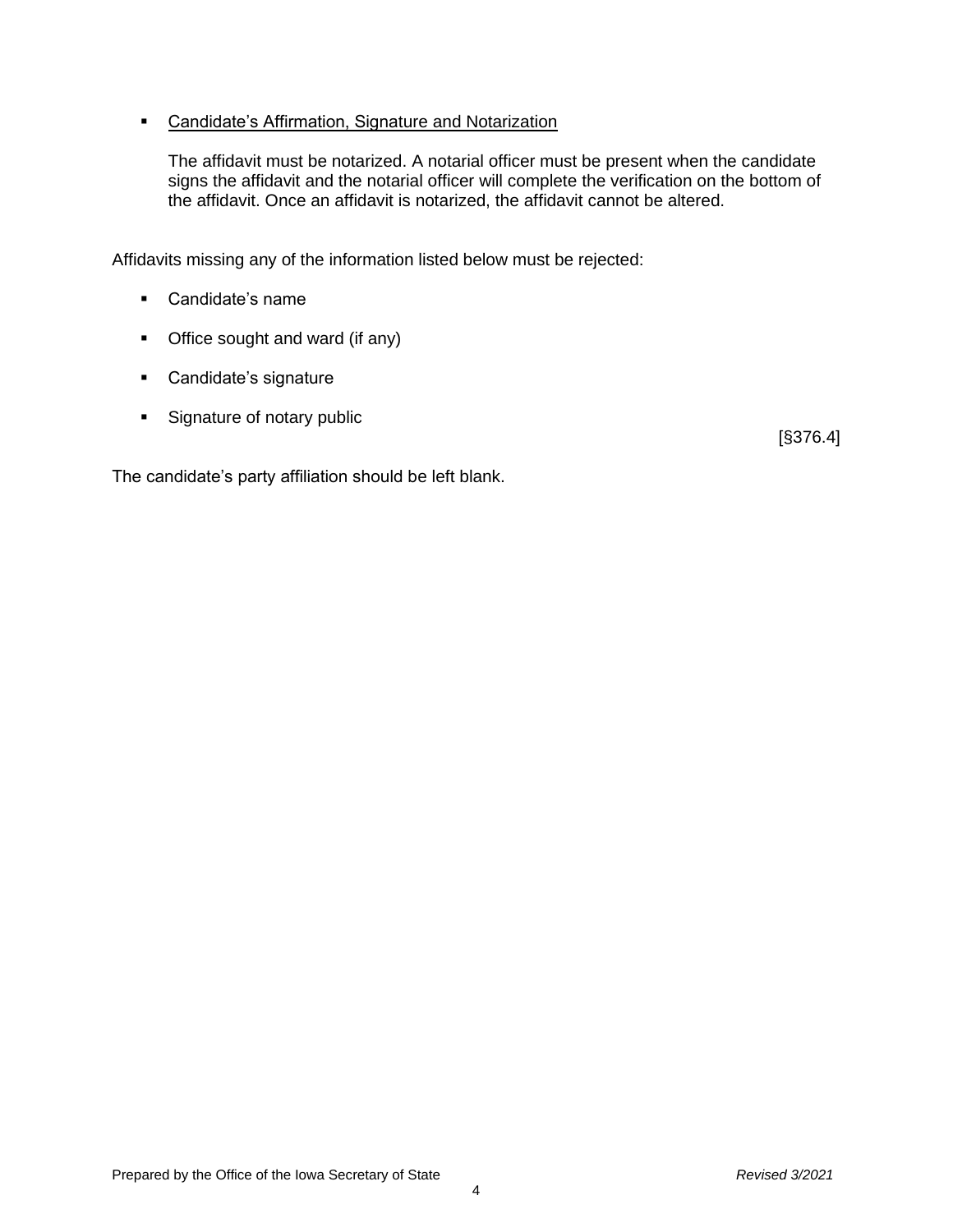- Candidate's Affirmation, Signature and Notarization

  The affidavit must be notarized. A notarial officer must be present when the candidate signs the affidavit and the notarial officer will complete the verification on the bottom of the affidavit. Once an affidavit is notarized, the affidavit cannot be altered.

Affidavits missing any of the information listed below must be rejected:

- Candidate's name
- Office sought and ward (if any)
- Candidate's signature
- Signature of notary public

[§376.4]

The candidate's party affiliation should be left blank.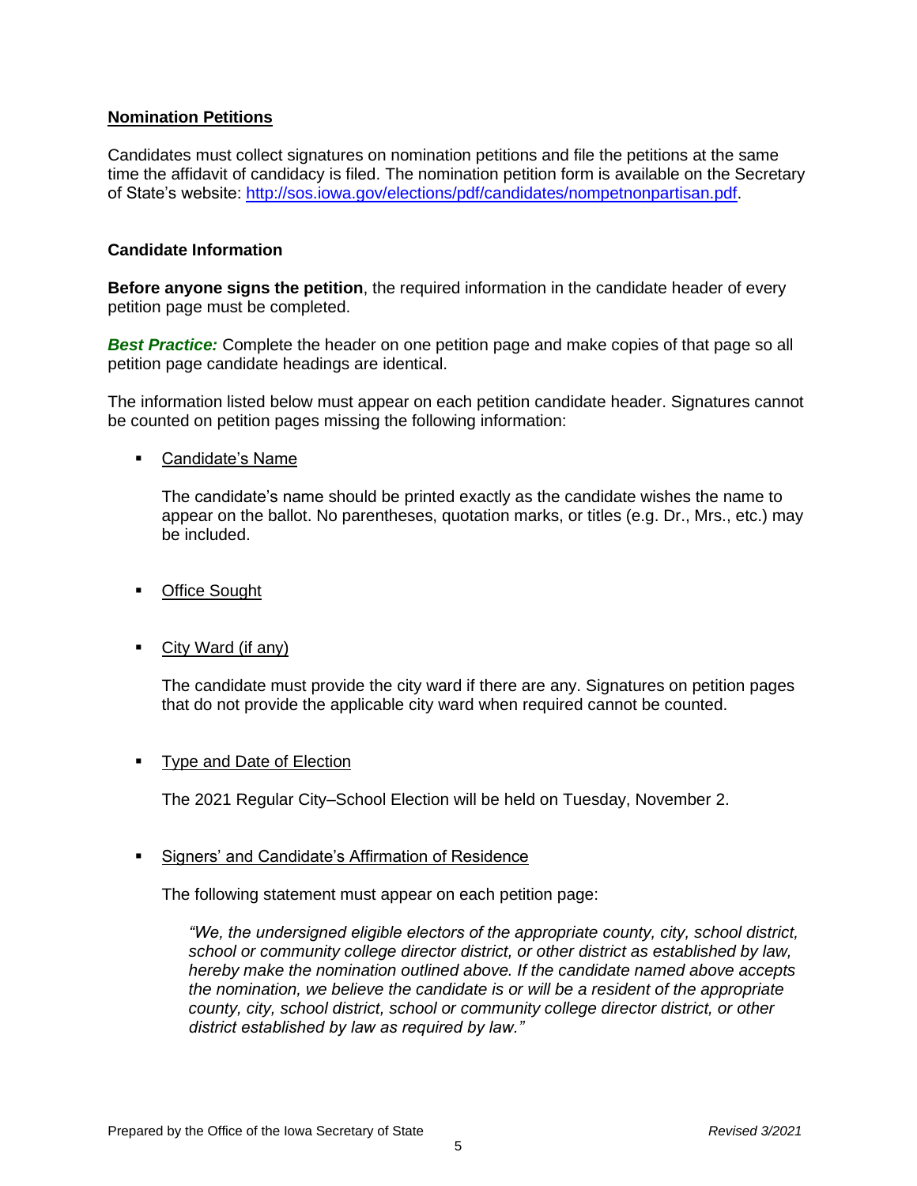## Nomination Petitions

Candidates must collect signatures on nomination petitions and file the petitions at the same time the affidavit of candidacy is filed. The nomination petition form is available on the Secretary of State's website: [http://sos.iowa.gov/elections/pdf/candidates/nompetnonpartisan.pdf](http://sos.iowa.gov/elections/pdf/candidates/nompetnonpartisan.pdf).

### Candidate Information

**Before anyone signs the petition**, the required information in the candidate header of every petition page must be completed.

***Best Practice:*** Complete the header on one petition page and make copies of that page so all petition page candidate headings are identical.

The information listed below must appear on each petition candidate header. Signatures cannot be counted on petition pages missing the following information:

- Candidate's Name

  The candidate's name should be printed exactly as the candidate wishes the name to appear on the ballot. No parentheses, quotation marks, or titles (e.g. Dr., Mrs., etc.) may be included.

- Office Sought

- City Ward (if any)

  The candidate must provide the city ward if there are any. Signatures on petition pages that do not provide the applicable city ward when required cannot be counted.

- Type and Date of Election

  The 2021 Regular City–School Election will be held on Tuesday, November 2.

- Signers' and Candidate's Affirmation of Residence

  The following statement must appear on each petition page:

  > *"We, the undersigned eligible electors of the appropriate county, city, school district, school or community college director district, or other district as established by law, hereby make the nomination outlined above. If the candidate named above accepts the nomination, we believe the candidate is or will be a resident of the appropriate county, city, school district, school or community college director district, or other district established by law as required by law."*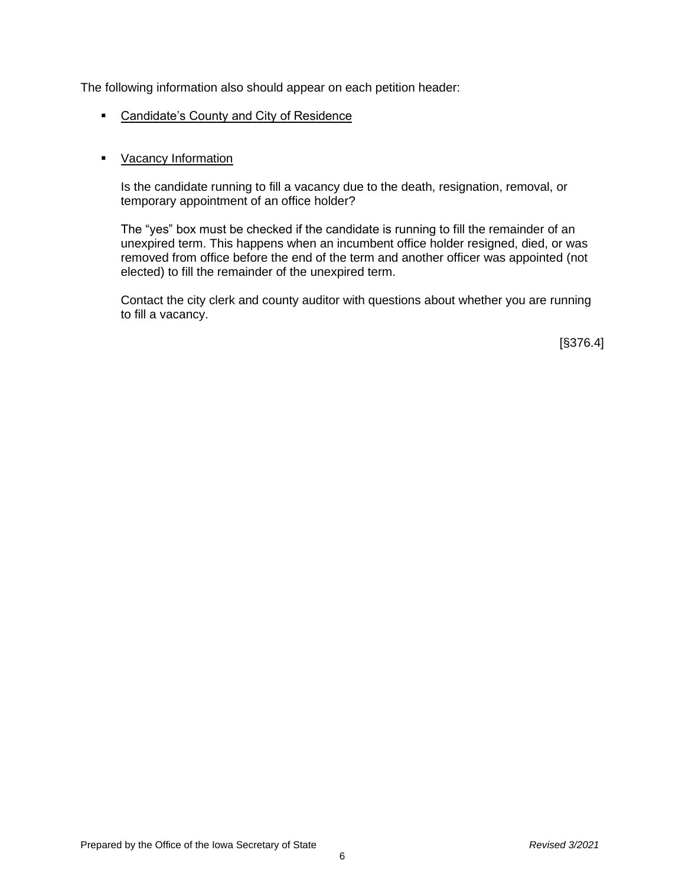The following information also should appear on each petition header:

- <u>Candidate's County and City of Residence</u>

- <u>Vacancy Information</u>

  Is the candidate running to fill a vacancy due to the death, resignation, removal, or temporary appointment of an office holder?

  The "yes" box must be checked if the candidate is running to fill the remainder of an unexpired term. This happens when an incumbent office holder resigned, died, or was removed from office before the end of the term and another officer was appointed (not elected) to fill the remainder of the unexpired term.

  Contact the city clerk and county auditor with questions about whether you are running to fill a vacancy.

[§376.4]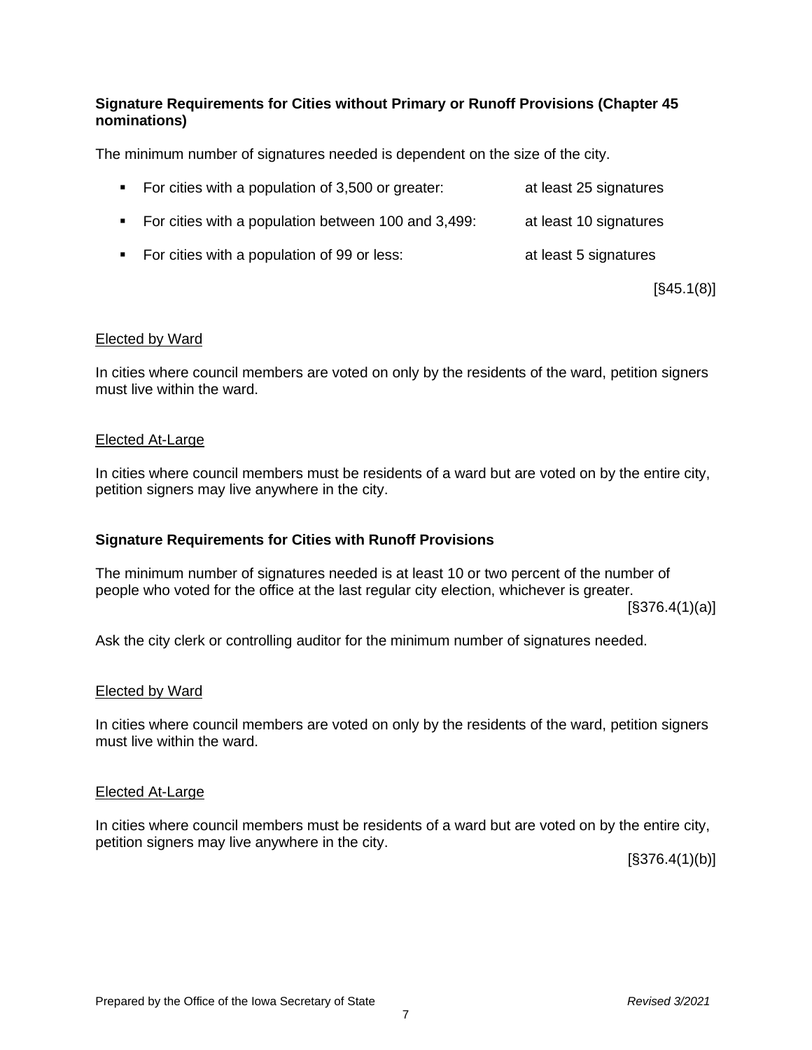**Signature Requirements for Cities without Primary or Runoff Provisions (Chapter 45 nominations)**

The minimum number of signatures needed is dependent on the size of the city.

- For cities with a population of 3,500 or greater: at least 25 signatures
- For cities with a population between 100 and 3,499: at least 10 signatures
- For cities with a population of 99 or less: at least 5 signatures

[§45.1(8)]

Elected by Ward

In cities where council members are voted on only by the residents of the ward, petition signers must live within the ward.

Elected At-Large

In cities where council members must be residents of a ward but are voted on by the entire city, petition signers may live anywhere in the city.

**Signature Requirements for Cities with Runoff Provisions**

The minimum number of signatures needed is at least 10 or two percent of the number of people who voted for the office at the last regular city election, whichever is greater.

[§376.4(1)(a)]

Ask the city clerk or controlling auditor for the minimum number of signatures needed.

Elected by Ward

In cities where council members are voted on only by the residents of the ward, petition signers must live within the ward.

Elected At-Large

In cities where council members must be residents of a ward but are voted on by the entire city, petition signers may live anywhere in the city.

[§376.4(1)(b)]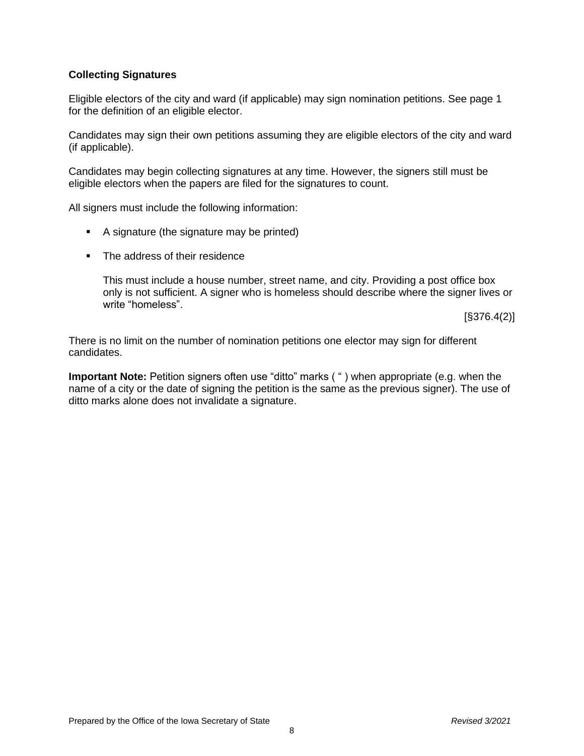**Collecting Signatures**

Eligible electors of the city and ward (if applicable) may sign nomination petitions. See page 1 for the definition of an eligible elector.

Candidates may sign their own petitions assuming they are eligible electors of the city and ward (if applicable).

Candidates may begin collecting signatures at any time. However, the signers still must be eligible electors when the papers are filed for the signatures to count.

All signers must include the following information:

- A signature (the signature may be printed)
- The address of their residence

  This must include a house number, street name, and city. Providing a post office box only is not sufficient. A signer who is homeless should describe where the signer lives or write “homeless”.

[§376.4(2)]

There is no limit on the number of nomination petitions one elector may sign for different candidates.

**Important Note:** Petition signers often use “ditto” marks ( “ ) when appropriate (e.g. when the name of a city or the date of signing the petition is the same as the previous signer). The use of ditto marks alone does not invalidate a signature.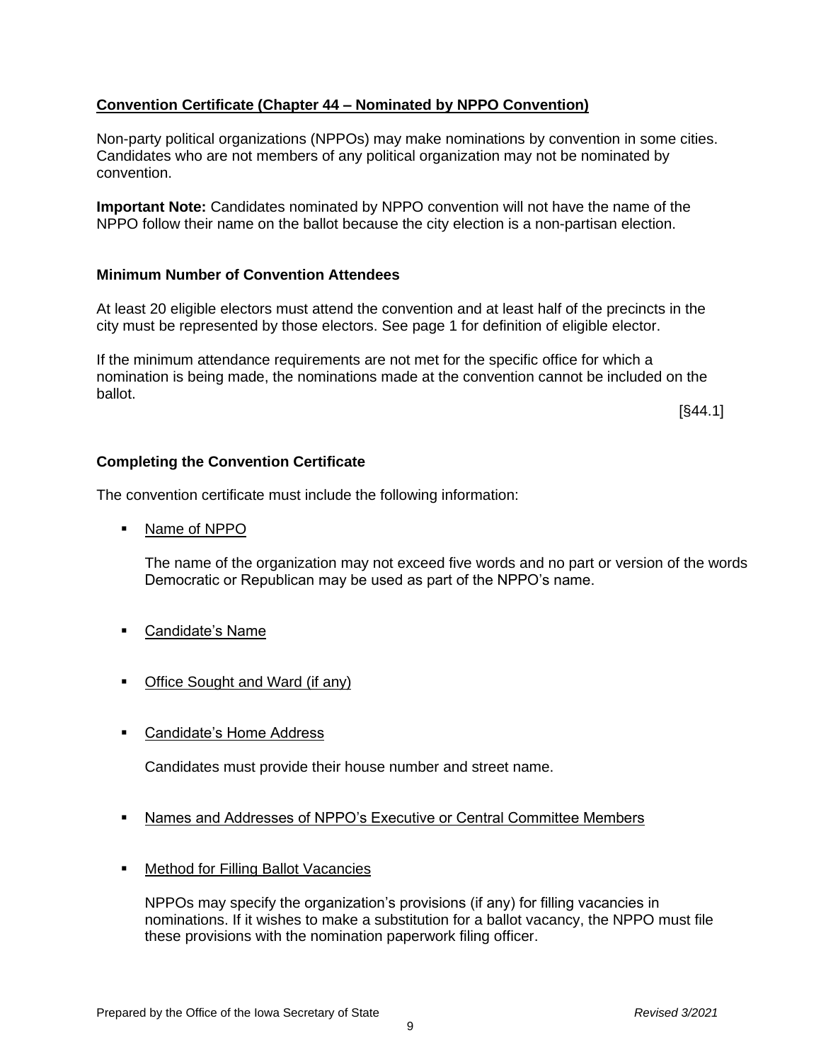## Convention Certificate (Chapter 44 – Nominated by NPPO Convention)

Non-party political organizations (NPPOs) may make nominations by convention in some cities. Candidates who are not members of any political organization may not be nominated by convention.

**Important Note:** Candidates nominated by NPPO convention will not have the name of the NPPO follow their name on the ballot because the city election is a non-partisan election.

### Minimum Number of Convention Attendees

At least 20 eligible electors must attend the convention and at least half of the precincts in the city must be represented by those electors. See page 1 for definition of eligible elector.

If the minimum attendance requirements are not met for the specific office for which a nomination is being made, the nominations made at the convention cannot be included on the ballot.

[§44.1]

### Completing the Convention Certificate

The convention certificate must include the following information:

- Name of NPPO

  The name of the organization may not exceed five words and no part or version of the words Democratic or Republican may be used as part of the NPPO's name.

- Candidate's Name

- Office Sought and Ward (if any)

- Candidate's Home Address

  Candidates must provide their house number and street name.

- Names and Addresses of NPPO's Executive or Central Committee Members

- Method for Filling Ballot Vacancies

  NPPOs may specify the organization's provisions (if any) for filling vacancies in nominations. If it wishes to make a substitution for a ballot vacancy, the NPPO must file these provisions with the nomination paperwork filing officer.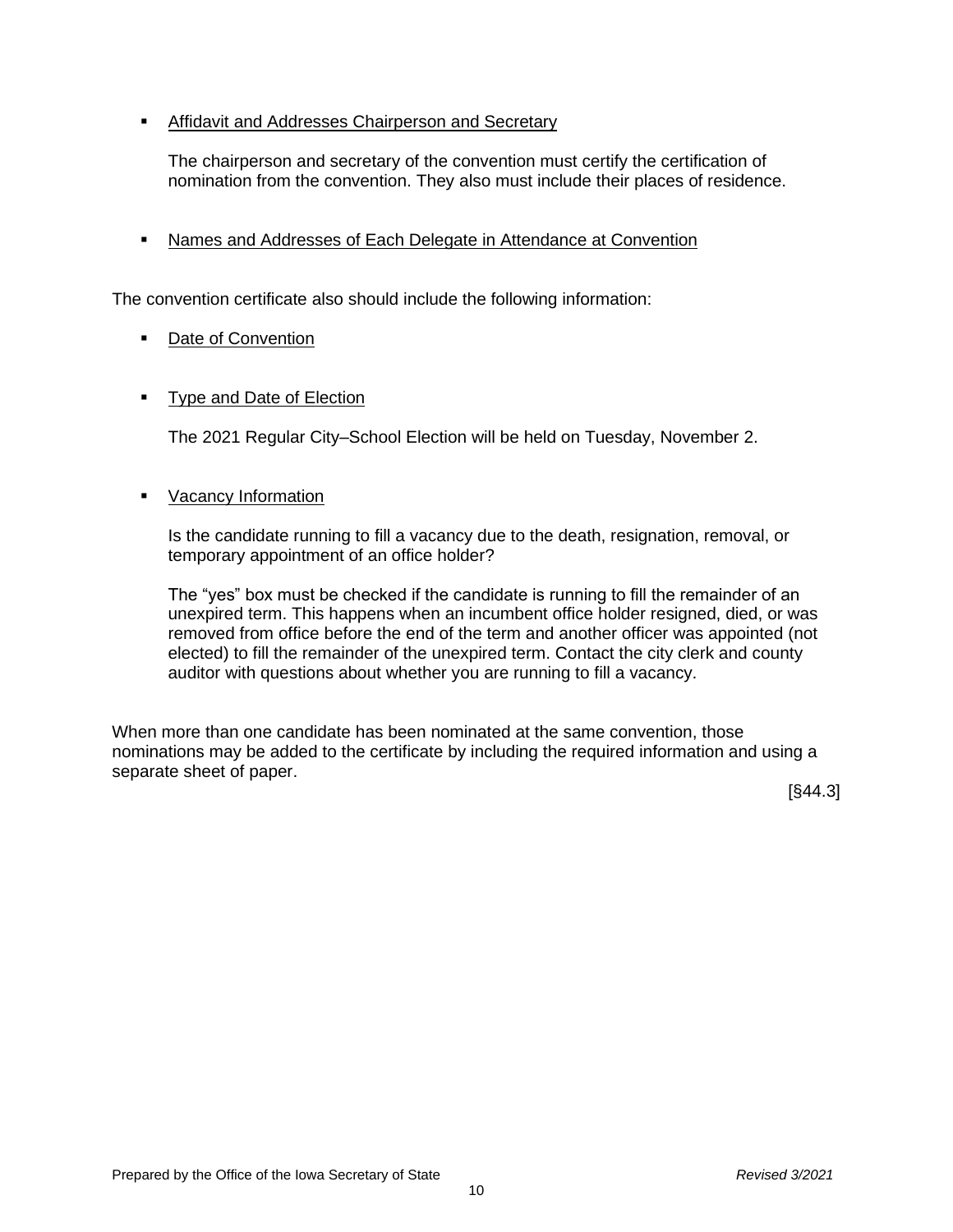- Affidavit and Addresses Chairperson and Secretary

  The chairperson and secretary of the convention must certify the certification of nomination from the convention. They also must include their places of residence.

- Names and Addresses of Each Delegate in Attendance at Convention

The convention certificate also should include the following information:

- Date of Convention

- Type and Date of Election

  The 2021 Regular City–School Election will be held on Tuesday, November 2.

- Vacancy Information

  Is the candidate running to fill a vacancy due to the death, resignation, removal, or temporary appointment of an office holder?

  The "yes" box must be checked if the candidate is running to fill the remainder of an unexpired term. This happens when an incumbent office holder resigned, died, or was removed from office before the end of the term and another officer was appointed (not elected) to fill the remainder of the unexpired term. Contact the city clerk and county auditor with questions about whether you are running to fill a vacancy.

When more than one candidate has been nominated at the same convention, those nominations may be added to the certificate by including the required information and using a separate sheet of paper.

[§44.3]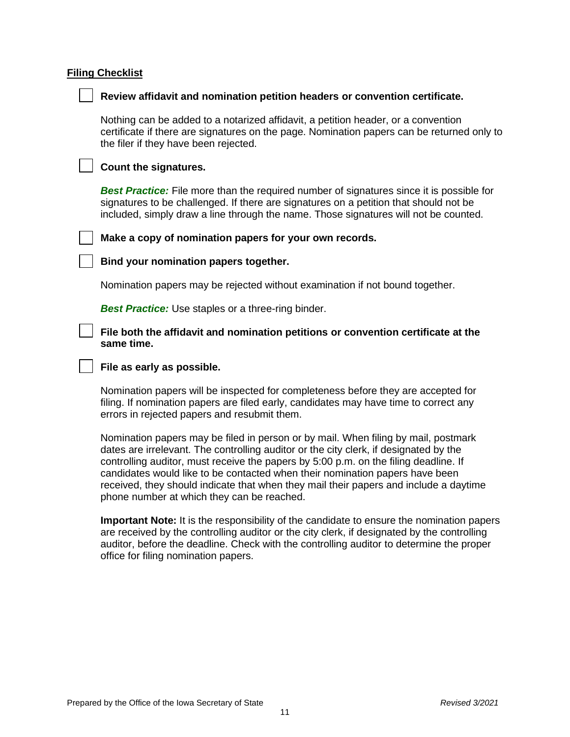## Filing Checklist

- [ ] **Review affidavit and nomination petition headers or convention certificate.**

  Nothing can be added to a notarized affidavit, a petition header, or a convention certificate if there are signatures on the page. Nomination papers can be returned only to the filer if they have been rejected.

- [ ] **Count the signatures.**

  ***Best Practice:*** File more than the required number of signatures since it is possible for signatures to be challenged. If there are signatures on a petition that should not be included, simply draw a line through the name. Those signatures will not be counted.

- [ ] **Make a copy of nomination papers for your own records.**

- [ ] **Bind your nomination papers together.**

  Nomination papers may be rejected without examination if not bound together.

  ***Best Practice:*** Use staples or a three-ring binder.

- [ ] **File both the affidavit and nomination petitions or convention certificate at the same time.**

- [ ] **File as early as possible.**

  Nomination papers will be inspected for completeness before they are accepted for filing. If nomination papers are filed early, candidates may have time to correct any errors in rejected papers and resubmit them.

  Nomination papers may be filed in person or by mail. When filing by mail, postmark dates are irrelevant. The controlling auditor or the city clerk, if designated by the controlling auditor, must receive the papers by 5:00 p.m. on the filing deadline. If candidates would like to be contacted when their nomination papers have been received, they should indicate that when they mail their papers and include a daytime phone number at which they can be reached.

  **Important Note:** It is the responsibility of the candidate to ensure the nomination papers are received by the controlling auditor or the city clerk, if designated by the controlling auditor, before the deadline. Check with the controlling auditor to determine the proper office for filing nomination papers.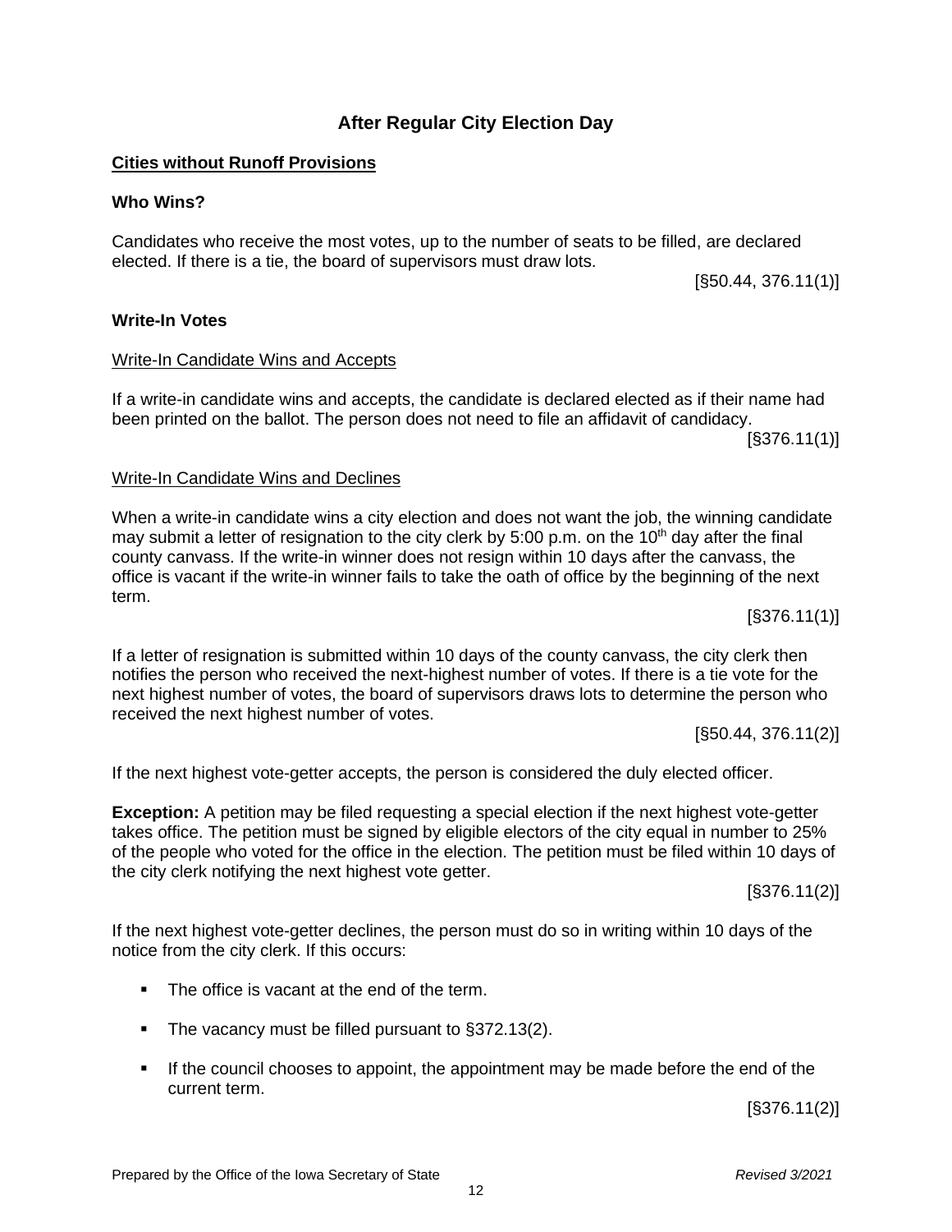## After Regular City Election Day

### Cities without Runoff Provisions

**Who Wins?**

Candidates who receive the most votes, up to the number of seats to be filled, are declared elected. If there is a tie, the board of supervisors must draw lots.

[§50.44, 376.11(1)]

**Write-In Votes**

Write-In Candidate Wins and Accepts

If a write-in candidate wins and accepts, the candidate is declared elected as if their name had been printed on the ballot. The person does not need to file an affidavit of candidacy.

[§376.11(1)]

Write-In Candidate Wins and Declines

When a write-in candidate wins a city election and does not want the job, the winning candidate may submit a letter of resignation to the city clerk by 5:00 p.m. on the 10th day after the final county canvass. If the write-in winner does not resign within 10 days after the canvass, the office is vacant if the write-in winner fails to take the oath of office by the beginning of the next term.

[§376.11(1)]

If a letter of resignation is submitted within 10 days of the county canvass, the city clerk then notifies the person who received the next-highest number of votes. If there is a tie vote for the next highest number of votes, the board of supervisors draws lots to determine the person who received the next highest number of votes.

[§50.44, 376.11(2)]

If the next highest vote-getter accepts, the person is considered the duly elected officer.

**Exception:** A petition may be filed requesting a special election if the next highest vote-getter takes office. The petition must be signed by eligible electors of the city equal in number to 25% of the people who voted for the office in the election. The petition must be filed within 10 days of the city clerk notifying the next highest vote getter.

[§376.11(2)]

If the next highest vote-getter declines, the person must do so in writing within 10 days of the notice from the city clerk. If this occurs:

- The office is vacant at the end of the term.
- The vacancy must be filled pursuant to §372.13(2).
- If the council chooses to appoint, the appointment may be made before the end of the current term.

[§376.11(2)]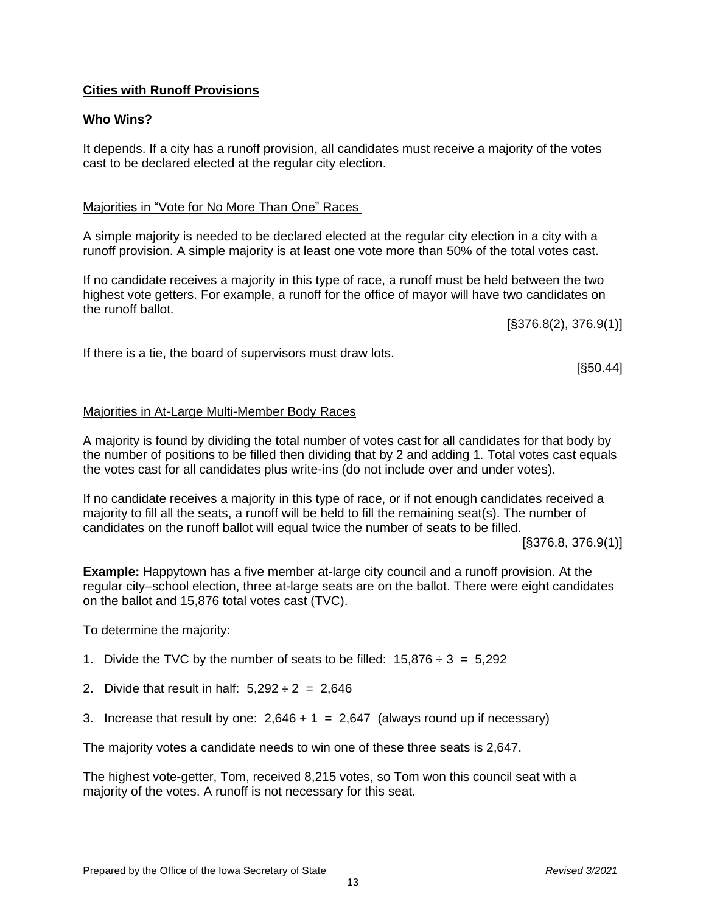**Cities with Runoff Provisions**

**Who Wins?**

It depends. If a city has a runoff provision, all candidates must receive a majority of the votes cast to be declared elected at the regular city election.

Majorities in "Vote for No More Than One" Races

A simple majority is needed to be declared elected at the regular city election in a city with a runoff provision. A simple majority is at least one vote more than 50% of the total votes cast.

If no candidate receives a majority in this type of race, a runoff must be held between the two highest vote getters. For example, a runoff for the office of mayor will have two candidates on the runoff ballot.

[§376.8(2), 376.9(1)]

If there is a tie, the board of supervisors must draw lots.

[§50.44]

Majorities in At-Large Multi-Member Body Races

A majority is found by dividing the total number of votes cast for all candidates for that body by the number of positions to be filled then dividing that by 2 and adding 1. Total votes cast equals the votes cast for all candidates plus write-ins (do not include over and under votes).

If no candidate receives a majority in this type of race, or if not enough candidates received a majority to fill all the seats, a runoff will be held to fill the remaining seat(s). The number of candidates on the runoff ballot will equal twice the number of seats to be filled.

[§376.8, 376.9(1)]

**Example:** Happytown has a five member at-large city council and a runoff provision. At the regular city–school election, three at-large seats are on the ballot. There were eight candidates on the ballot and 15,876 total votes cast (TVC).

To determine the majority:

1. Divide the TVC by the number of seats to be filled: 15,876 ÷ 3 = 5,292

2. Divide that result in half: 5,292 ÷ 2 = 2,646

3. Increase that result by one: 2,646 + 1 = 2,647 (always round up if necessary)

The majority votes a candidate needs to win one of these three seats is 2,647.

The highest vote-getter, Tom, received 8,215 votes, so Tom won this council seat with a majority of the votes. A runoff is not necessary for this seat.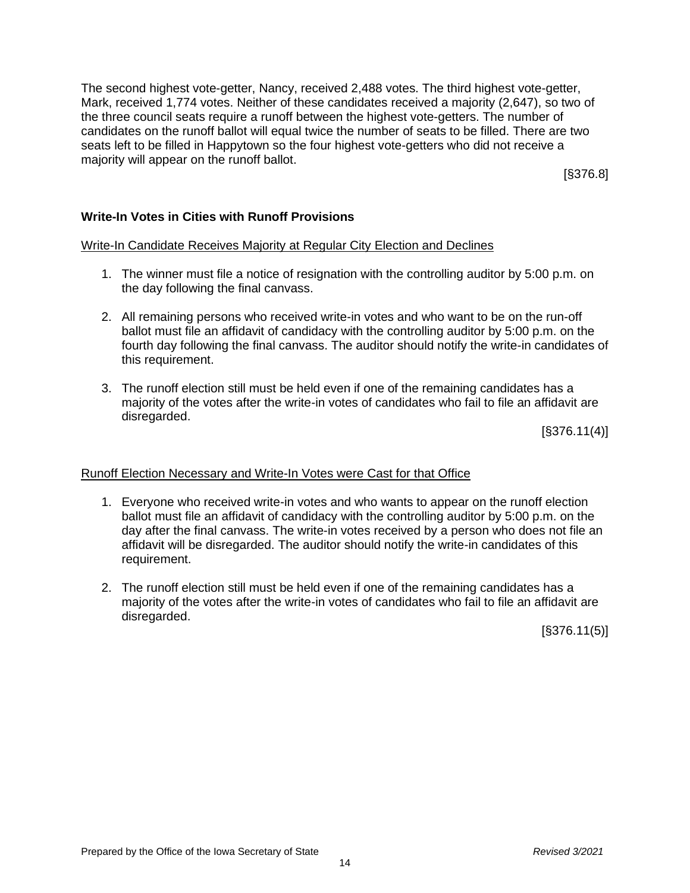The second highest vote-getter, Nancy, received 2,488 votes. The third highest vote-getter, Mark, received 1,774 votes. Neither of these candidates received a majority (2,647), so two of the three council seats require a runoff between the highest vote-getters. The number of candidates on the runoff ballot will equal twice the number of seats to be filled. There are two seats left to be filled in Happytown so the four highest vote-getters who did not receive a majority will appear on the runoff ballot.

[§376.8]

### Write-In Votes in Cities with Runoff Provisions

Write-In Candidate Receives Majority at Regular City Election and Declines

1. The winner must file a notice of resignation with the controlling auditor by 5:00 p.m. on the day following the final canvass.

2. All remaining persons who received write-in votes and who want to be on the run-off ballot must file an affidavit of candidacy with the controlling auditor by 5:00 p.m. on the fourth day following the final canvass. The auditor should notify the write-in candidates of this requirement.

3. The runoff election still must be held even if one of the remaining candidates has a majority of the votes after the write-in votes of candidates who fail to file an affidavit are disregarded.

[§376.11(4)]

Runoff Election Necessary and Write-In Votes were Cast for that Office

1. Everyone who received write-in votes and who wants to appear on the runoff election ballot must file an affidavit of candidacy with the controlling auditor by 5:00 p.m. on the day after the final canvass. The write-in votes received by a person who does not file an affidavit will be disregarded. The auditor should notify the write-in candidates of this requirement.

2. The runoff election still must be held even if one of the remaining candidates has a majority of the votes after the write-in votes of candidates who fail to file an affidavit are disregarded.

[§376.11(5)]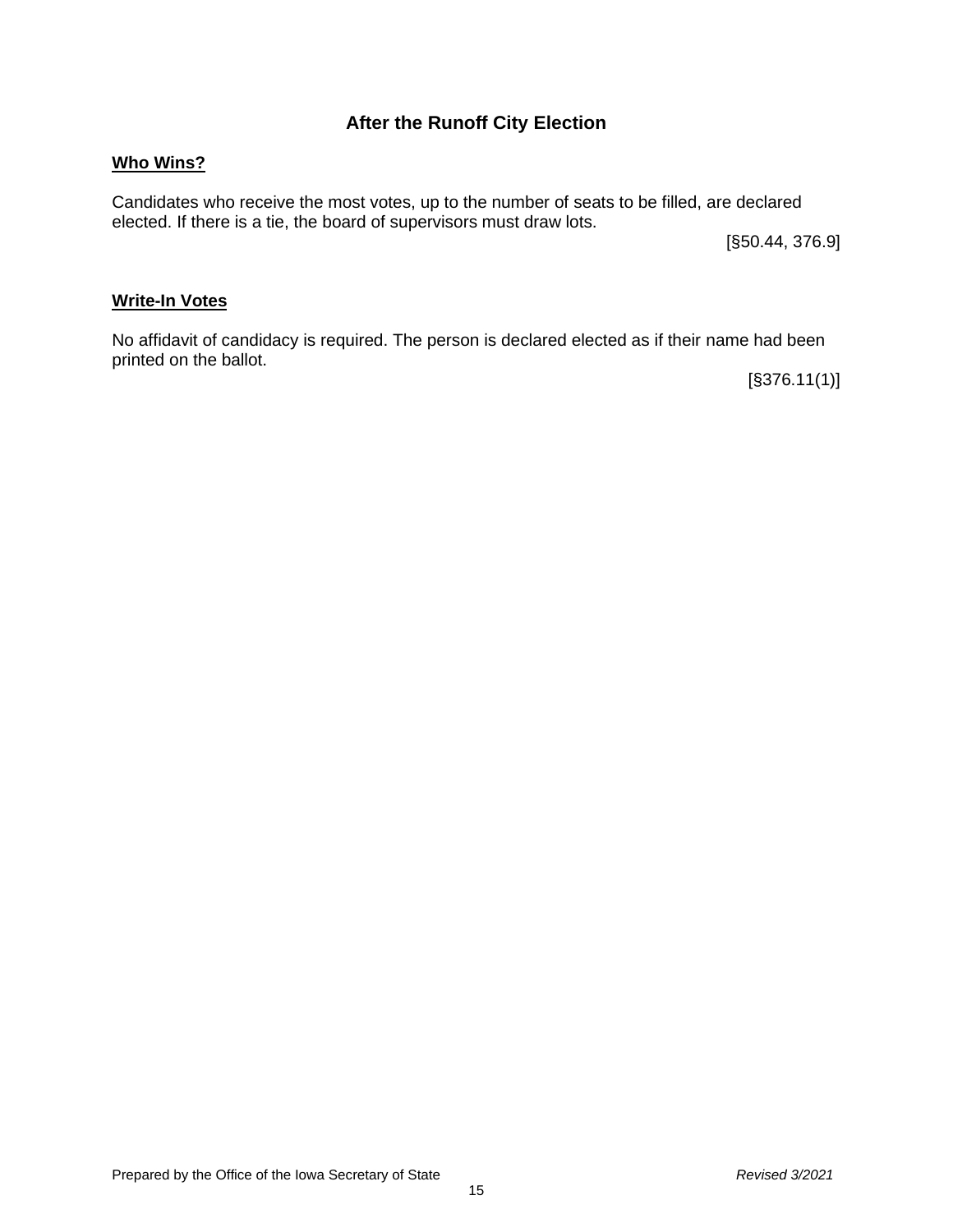## After the Runoff City Election

### Who Wins?

Candidates who receive the most votes, up to the number of seats to be filled, are declared elected. If there is a tie, the board of supervisors must draw lots.

[§50.44, 376.9]

### Write-In Votes

No affidavit of candidacy is required. The person is declared elected as if their name had been printed on the ballot.

[§376.11(1)]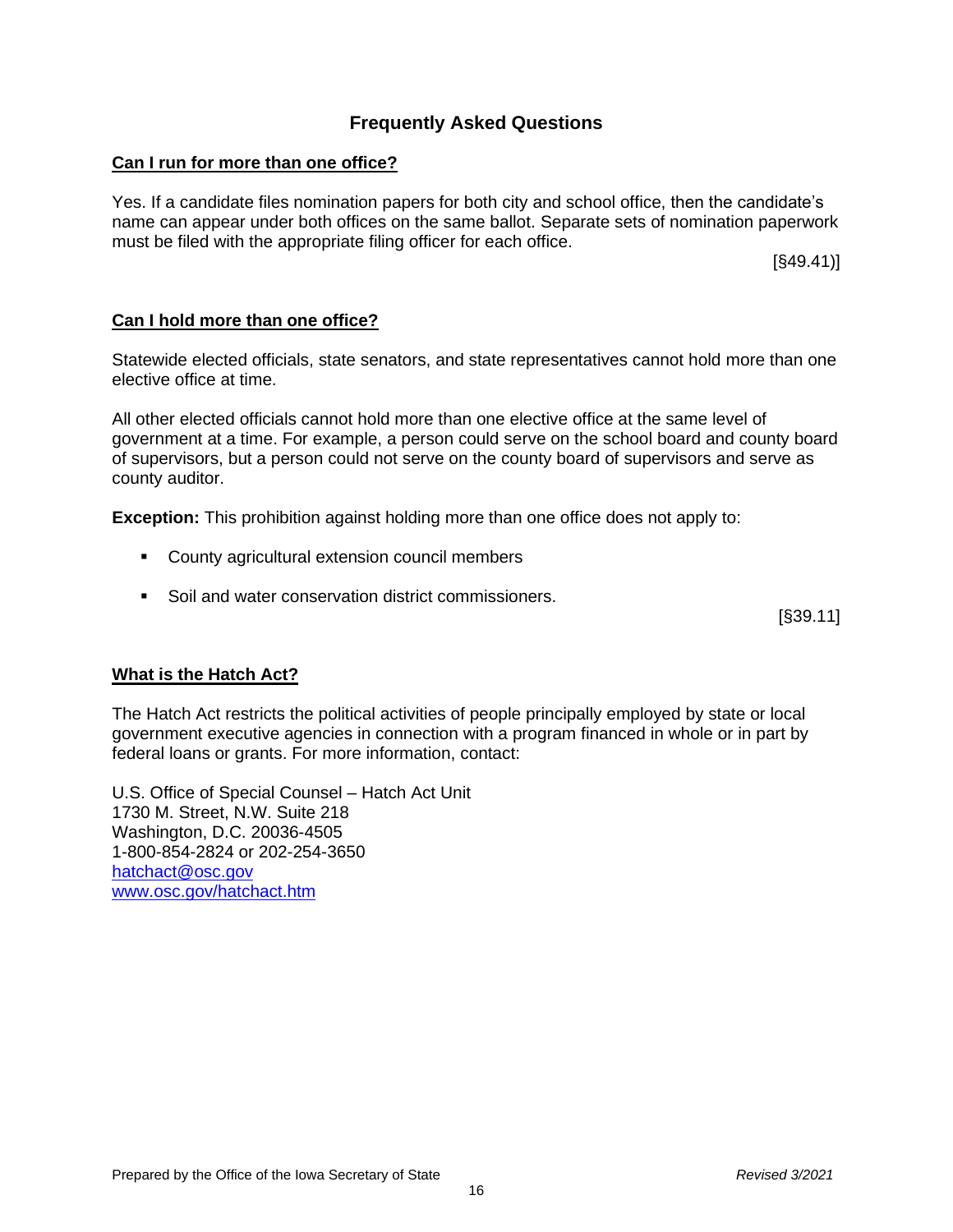# Frequently Asked Questions

## Can I run for more than one office?

Yes. If a candidate files nomination papers for both city and school office, then the candidate's name can appear under both offices on the same ballot. Separate sets of nomination paperwork must be filed with the appropriate filing officer for each office.

[§49.41)]

## Can I hold more than one office?

Statewide elected officials, state senators, and state representatives cannot hold more than one elective office at time.

All other elected officials cannot hold more than one elective office at the same level of government at a time. For example, a person could serve on the school board and county board of supervisors, but a person could not serve on the county board of supervisors and serve as county auditor.

**Exception:** This prohibition against holding more than one office does not apply to:

- County agricultural extension council members
- Soil and water conservation district commissioners.

[§39.11]

## What is the Hatch Act?

The Hatch Act restricts the political activities of people principally employed by state or local government executive agencies in connection with a program financed in whole or in part by federal loans or grants. For more information, contact:

U.S. Office of Special Counsel – Hatch Act Unit
1730 M. Street, N.W. Suite 218
Washington, D.C. 20036-4505
1-800-854-2824 or 202-254-3650
hatchact@osc.gov
www.osc.gov/hatchact.htm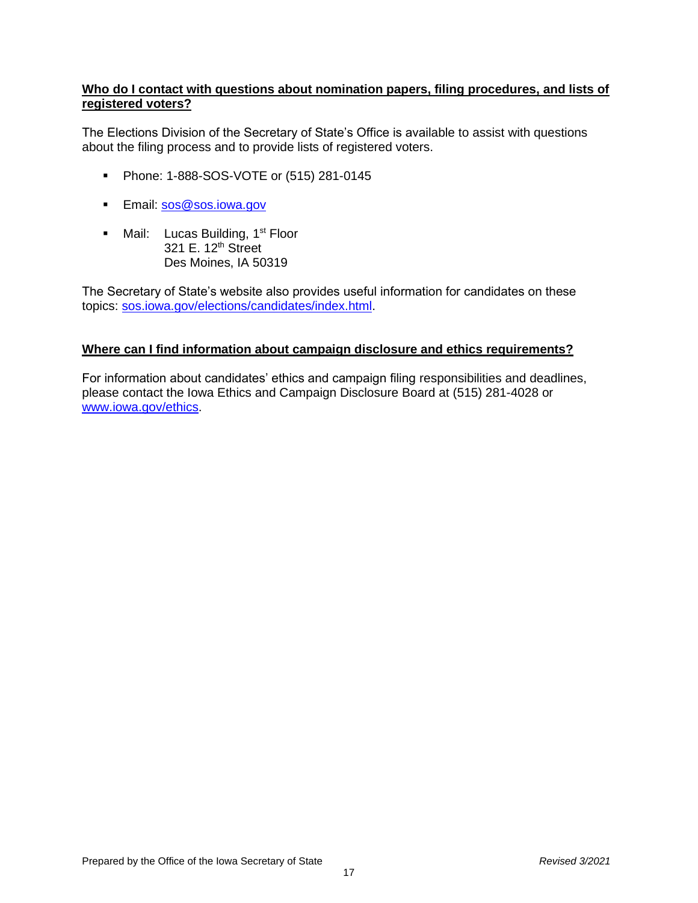**Who do I contact with questions about nomination papers, filing procedures, and lists of registered voters?**

The Elections Division of the Secretary of State's Office is available to assist with questions about the filing process and to provide lists of registered voters.

- Phone: 1-888-SOS-VOTE or (515) 281-0145
- Email: sos@sos.iowa.gov
- Mail: Lucas Building, 1st Floor
  321 E. 12th Street
  Des Moines, IA 50319

The Secretary of State's website also provides useful information for candidates on these topics: sos.iowa.gov/elections/candidates/index.html.

**Where can I find information about campaign disclosure and ethics requirements?**

For information about candidates' ethics and campaign filing responsibilities and deadlines, please contact the Iowa Ethics and Campaign Disclosure Board at (515) 281-4028 or www.iowa.gov/ethics.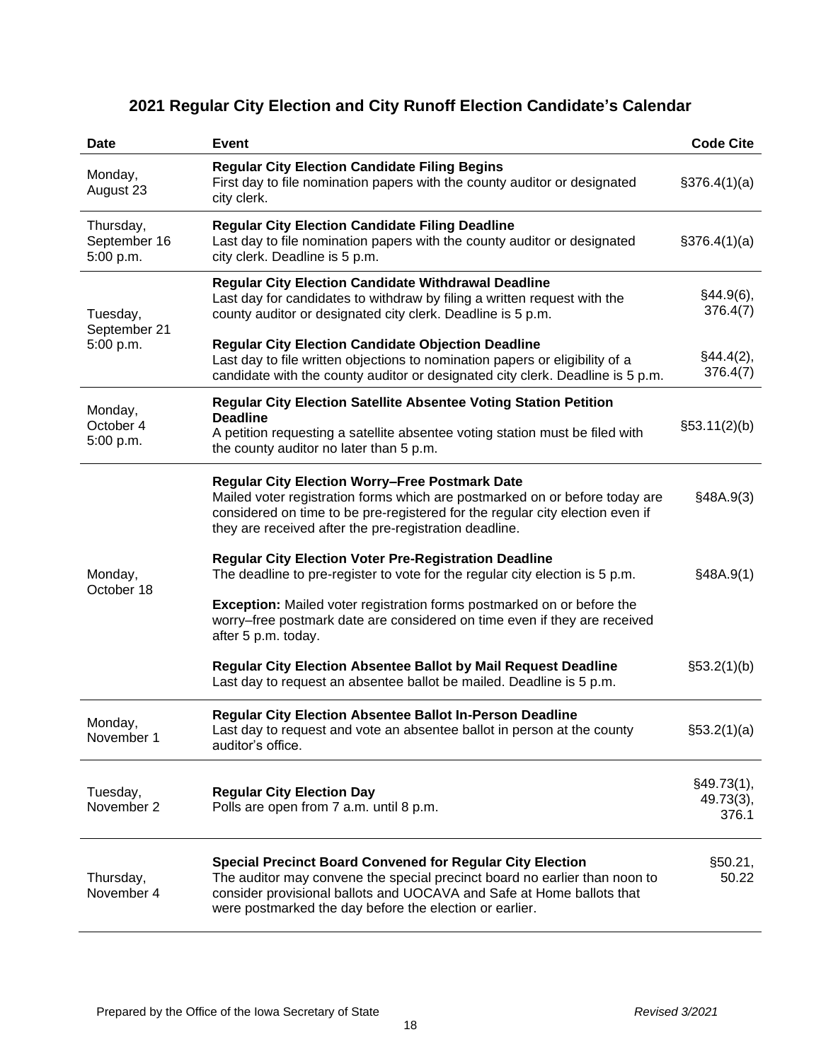# 2021 Regular City Election and City Runoff Election Candidate's Calendar

| Date | Event | Code Cite |
|---|---|---|
| Monday, August 23 | **Regular City Election Candidate Filing Begins**<br>First day to file nomination papers with the county auditor or designated city clerk. | §376.4(1)(a) |
| Thursday, September 16 5:00 p.m. | **Regular City Election Candidate Filing Deadline**<br>Last day to file nomination papers with the county auditor or designated city clerk. Deadline is 5 p.m. | §376.4(1)(a) |
| Tuesday, September 21 5:00 p.m. | **Regular City Election Candidate Withdrawal Deadline**<br>Last day for candidates to withdraw by filing a written request with the county auditor or designated city clerk. Deadline is 5 p.m. | §44.9(6), 376.4(7) |
| | **Regular City Election Candidate Objection Deadline**<br>Last day to file written objections to nomination papers or eligibility of a candidate with the county auditor or designated city clerk. Deadline is 5 p.m. | §44.4(2), 376.4(7) |
| Monday, October 4 5:00 p.m. | **Regular City Election Satellite Absentee Voting Station Petition Deadline**<br>A petition requesting a satellite absentee voting station must be filed with the county auditor no later than 5 p.m. | §53.11(2)(b) |
| Monday, October 18 | **Regular City Election Worry–Free Postmark Date**<br>Mailed voter registration forms which are postmarked on or before today are considered on time to be pre-registered for the regular city election even if they are received after the pre-registration deadline. | §48A.9(3) |
| | **Regular City Election Voter Pre-Registration Deadline**<br>The deadline to pre-register to vote for the regular city election is 5 p.m.<br>**Exception:** Mailed voter registration forms postmarked on or before the worry–free postmark date are considered on time even if they are received after 5 p.m. today. | §48A.9(1) |
| | **Regular City Election Absentee Ballot by Mail Request Deadline**<br>Last day to request an absentee ballot be mailed. Deadline is 5 p.m. | §53.2(1)(b) |
| Monday, November 1 | **Regular City Election Absentee Ballot In-Person Deadline**<br>Last day to request and vote an absentee ballot in person at the county auditor's office. | §53.2(1)(a) |
| Tuesday, November 2 | **Regular City Election Day**<br>Polls are open from 7 a.m. until 8 p.m. | §49.73(1), 49.73(3), 376.1 |
| Thursday, November 4 | **Special Precinct Board Convened for Regular City Election**<br>The auditor may convene the special precinct board no earlier than noon to consider provisional ballots and UOCAVA and Safe at Home ballots that were postmarked the day before the election or earlier. | §50.21, 50.22 |

Prepared by the Office of the Iowa Secretary of State *Revised 3/2021*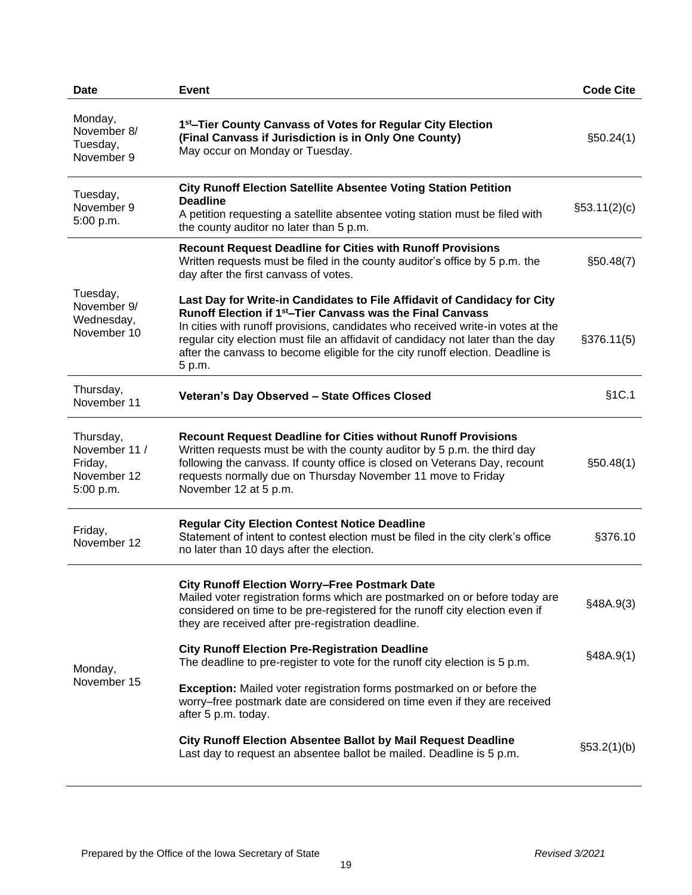| Date | Event | Code Cite |
|---|---|---|
| Monday, November 8/ Tuesday, November 9 | **1st–Tier County Canvass of Votes for Regular City Election (Final Canvass if Jurisdiction is in Only One County)**<br>May occur on Monday or Tuesday. | §50.24(1) |
| Tuesday, November 9 5:00 p.m. | **City Runoff Election Satellite Absentee Voting Station Petition Deadline**<br>A petition requesting a satellite absentee voting station must be filed with the county auditor no later than 5 p.m. | §53.11(2)(c) |
| Tuesday, November 9/ Wednesday, November 10 | **Recount Request Deadline for Cities with Runoff Provisions**<br>Written requests must be filed in the county auditor's office by 5 p.m. the day after the first canvass of votes. | §50.48(7) |
| | **Last Day for Write-in Candidates to File Affidavit of Candidacy for City Runoff Election if 1st–Tier Canvass was the Final Canvass**<br>In cities with runoff provisions, candidates who received write-in votes at the regular city election must file an affidavit of candidacy not later than the day after the canvass to become eligible for the city runoff election. Deadline is 5 p.m. | §376.11(5) |
| Thursday, November 11 | **Veteran's Day Observed – State Offices Closed** | §1C.1 |
| Thursday, November 11 / Friday, November 12 5:00 p.m. | **Recount Request Deadline for Cities without Runoff Provisions**<br>Written requests must be with the county auditor by 5 p.m. the third day following the canvass. If county office is closed on Veterans Day, recount requests normally due on Thursday November 11 move to Friday November 12 at 5 p.m. | §50.48(1) |
| Friday, November 12 | **Regular City Election Contest Notice Deadline**<br>Statement of intent to contest election must be filed in the city clerk's office no later than 10 days after the election. | §376.10 |
| Monday, November 15 | **City Runoff Election Worry–Free Postmark Date**<br>Mailed voter registration forms which are postmarked on or before today are considered on time to be pre-registered for the runoff city election even if they are received after pre-registration deadline. | §48A.9(3) |
| | **City Runoff Election Pre-Registration Deadline**<br>The deadline to pre-register to vote for the runoff city election is 5 p.m.<br><br>**Exception:** Mailed voter registration forms postmarked on or before the worry–free postmark date are considered on time even if they are received after 5 p.m. today. | §48A.9(1) |
| | **City Runoff Election Absentee Ballot by Mail Request Deadline**<br>Last day to request an absentee ballot be mailed. Deadline is 5 p.m. | §53.2(1)(b) |

Prepared by the Office of the Iowa Secretary of State *Revised 3/2021*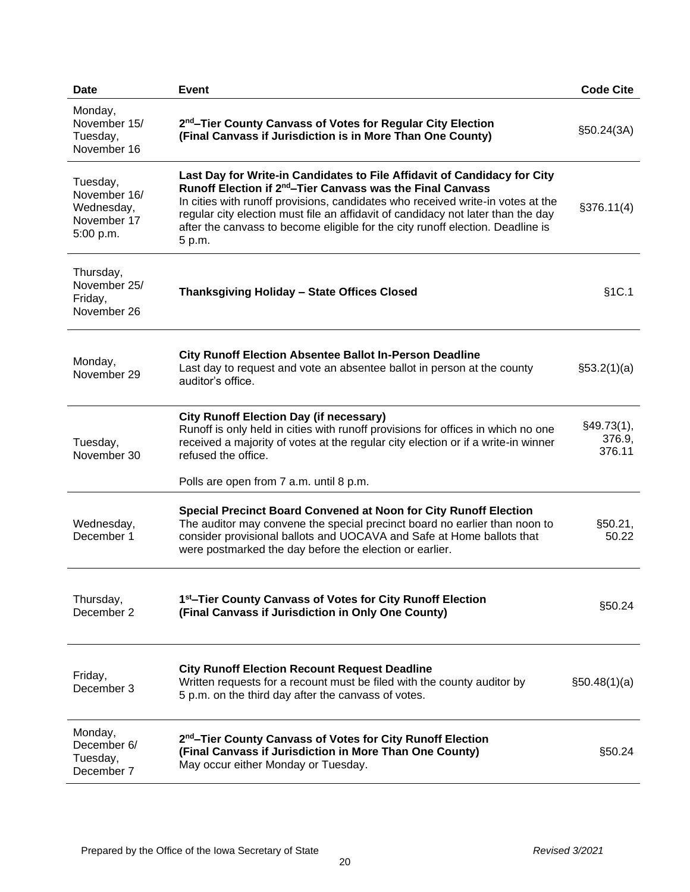| Date | Event | Code Cite |
|---|---|---|
| Monday, November 15/ Tuesday, November 16 | **2nd–Tier County Canvass of Votes for Regular City Election (Final Canvass if Jurisdiction is in More Than One County)** | §50.24(3A) |
| Tuesday, November 16/ Wednesday, November 17 5:00 p.m. | **Last Day for Write-in Candidates to File Affidavit of Candidacy for City Runoff Election if 2nd–Tier Canvass was the Final Canvass** In cities with runoff provisions, candidates who received write-in votes at the regular city election must file an affidavit of candidacy not later than the day after the canvass to become eligible for the city runoff election. Deadline is 5 p.m. | §376.11(4) |
| Thursday, November 25/ Friday, November 26 | **Thanksgiving Holiday – State Offices Closed** | §1C.1 |
| Monday, November 29 | **City Runoff Election Absentee Ballot In-Person Deadline** Last day to request and vote an absentee ballot in person at the county auditor's office. | §53.2(1)(a) |
| Tuesday, November 30 | **City Runoff Election Day (if necessary)** Runoff is only held in cities with runoff provisions for offices in which no one received a majority of votes at the regular city election or if a write-in winner refused the office. Polls are open from 7 a.m. until 8 p.m. | §49.73(1), 376.9, 376.11 |
| Wednesday, December 1 | **Special Precinct Board Convened at Noon for City Runoff Election** The auditor may convene the special precinct board no earlier than noon to consider provisional ballots and UOCAVA and Safe at Home ballots that were postmarked the day before the election or earlier. | §50.21, 50.22 |
| Thursday, December 2 | **1st–Tier County Canvass of Votes for City Runoff Election (Final Canvass if Jurisdiction in Only One County)** | §50.24 |
| Friday, December 3 | **City Runoff Election Recount Request Deadline** Written requests for a recount must be filed with the county auditor by 5 p.m. on the third day after the canvass of votes. | §50.48(1)(a) |
| Monday, December 6/ Tuesday, December 7 | **2nd–Tier County Canvass of Votes for City Runoff Election (Final Canvass if Jurisdiction in More Than One County)** May occur either Monday or Tuesday. | §50.24 |

Prepared by the Office of the Iowa Secretary of State *Revised 3/2021*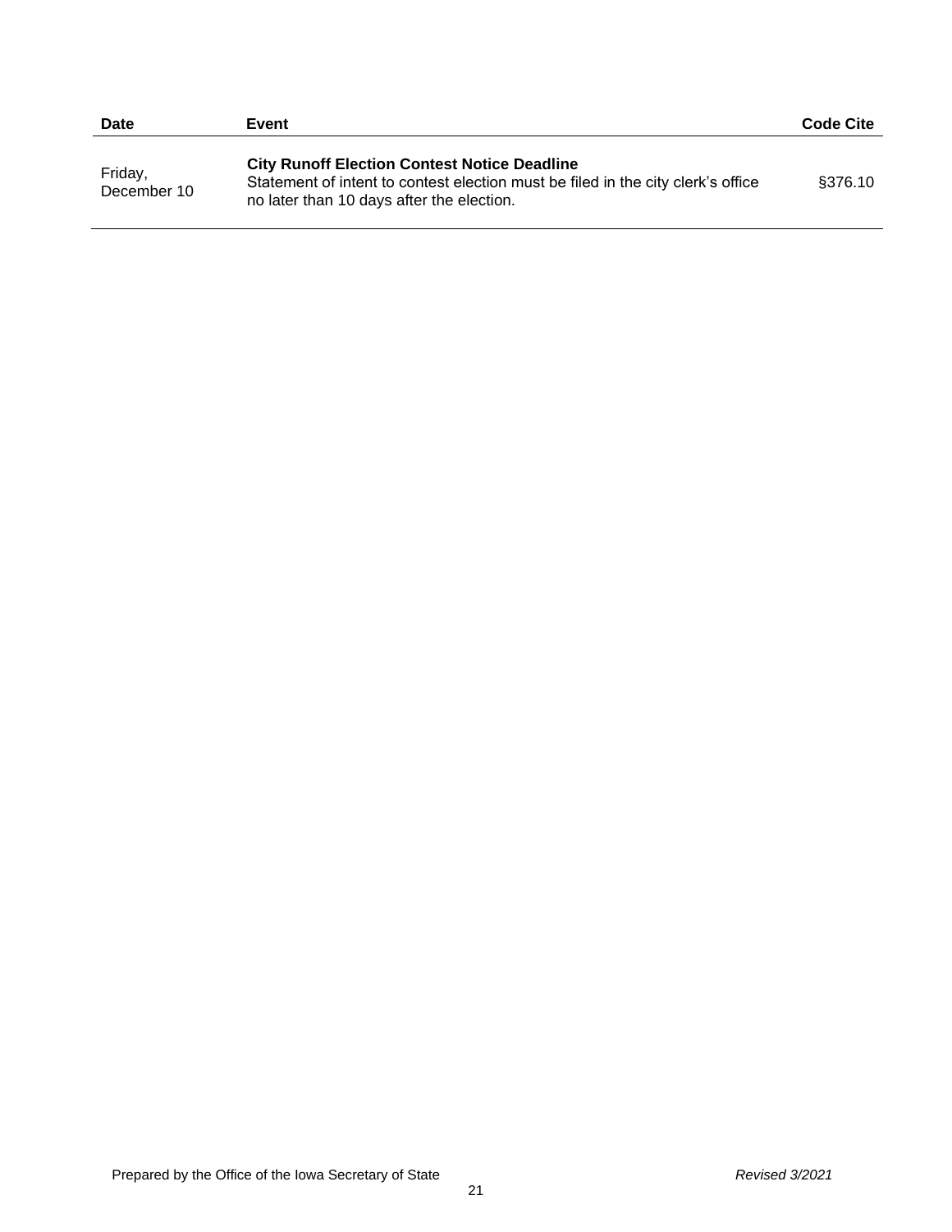| Date | Event | Code Cite |
| --- | --- | --- |
| Friday, December 10 | **City Runoff Election Contest Notice Deadline** Statement of intent to contest election must be filed in the city clerk's office no later than 10 days after the election. | §376.10 |